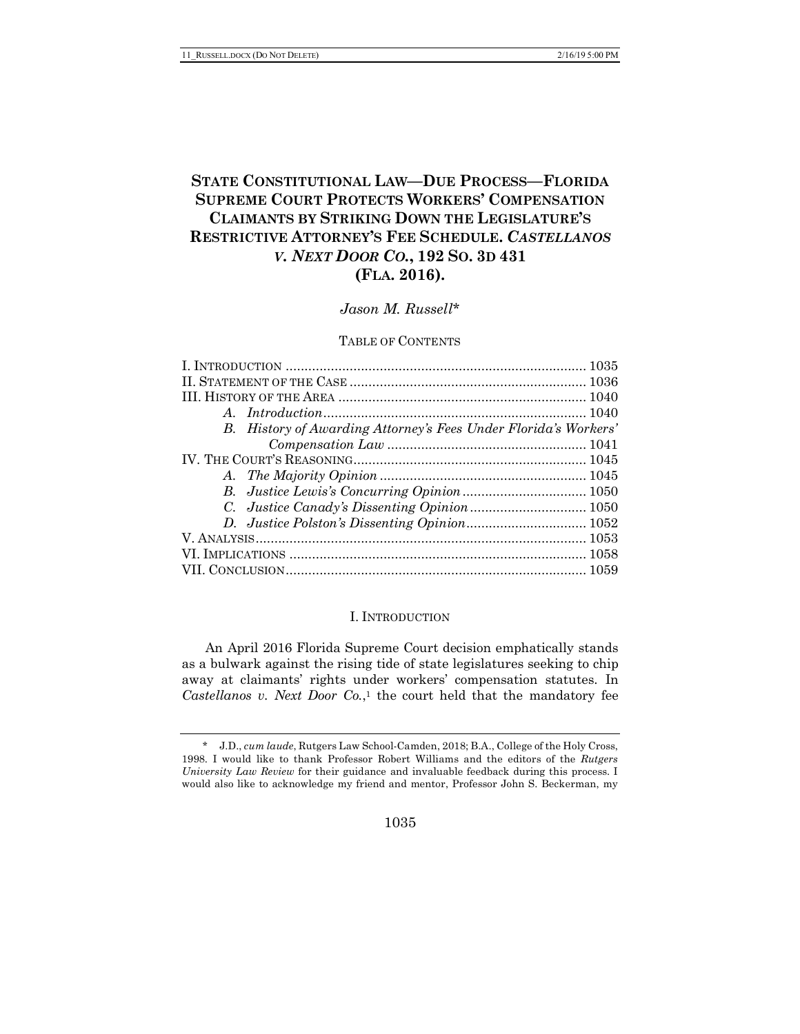# STATE CONSTITUTIONAL LAW—DUE PROCESS—FLORIDA SUPREME COURT PROTECTS WORKERS' COMPENSATION CLAIMANTS BY STRIKING DOWN THE LEGISLATURE'S RESTRICTIVE ATTORNEY'S FEE SCHEDULE. *CASTELLANOS V. NEXT DOOR CO.*, 192 SO. 3D 431 (FLA. 2016).

*Jason M. Russell\**

TABLE OF CONTENTS

I. INTRODUCTION ........ 1035
II. STATEMENT OF THE CASE ........ 1036
III. HISTORY OF THE AREA ........ 1040
  *A. Introduction* ........ 1040
  *B. History of Awarding Attorney's Fees Under Florida's Workers' Compensation Law* ........ 1041
IV. THE COURT'S REASONING ........ 1045
  *A. The Majority Opinion* ........ 1045
  *B. Justice Lewis's Concurring Opinion* ........ 1050
  *C. Justice Canady's Dissenting Opinion* ........ 1050
  *D. Justice Polston's Dissenting Opinion* ........ 1052
V. ANALYSIS ........ 1053
VI. IMPLICATIONS ........ 1058
VII. CONCLUSION ........ 1059

## I. INTRODUCTION

An April 2016 Florida Supreme Court decision emphatically stands as a bulwark against the rising tide of state legislatures seeking to chip away at claimants' rights under workers' compensation statutes. In *Castellanos v. Next Door Co.*,[1] the court held that the mandatory fee

---

\* J.D., *cum laude*, Rutgers Law School-Camden, 2018; B.A., College of the Holy Cross, 1998. I would like to thank Professor Robert Williams and the editors of the *Rutgers University Law Review* for their guidance and invaluable feedback during this process. I would also like to acknowledge my friend and mentor, Professor John S. Beckerman, my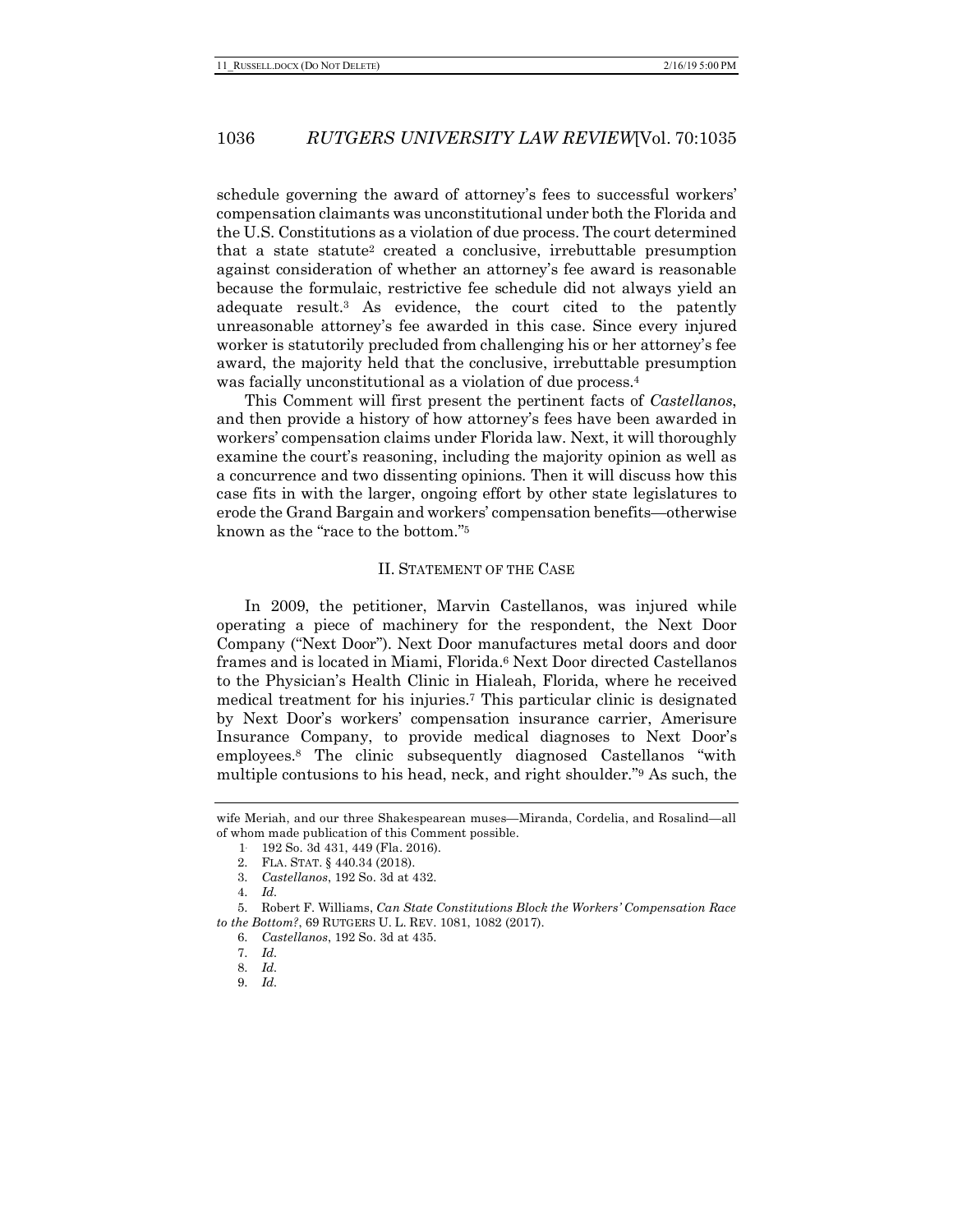schedule governing the award of attorney's fees to successful workers' compensation claimants was unconstitutional under both the Florida and the U.S. Constitutions as a violation of due process. The court determined that a state statute[2] created a conclusive, irrebuttable presumption against consideration of whether an attorney's fee award is reasonable because the formulaic, restrictive fee schedule did not always yield an adequate result.[3] As evidence, the court cited to the patently unreasonable attorney's fee awarded in this case. Since every injured worker is statutorily precluded from challenging his or her attorney's fee award, the majority held that the conclusive, irrebuttable presumption was facially unconstitutional as a violation of due process.[4]

This Comment will first present the pertinent facts of *Castellanos*, and then provide a history of how attorney's fees have been awarded in workers' compensation claims under Florida law. Next, it will thoroughly examine the court's reasoning, including the majority opinion as well as a concurrence and two dissenting opinions. Then it will discuss how this case fits in with the larger, ongoing effort by other state legislatures to erode the Grand Bargain and workers' compensation benefits—otherwise known as the "race to the bottom."[5]

## II. Statement of the Case

In 2009, the petitioner, Marvin Castellanos, was injured while operating a piece of machinery for the respondent, the Next Door Company ("Next Door"). Next Door manufactures metal doors and door frames and is located in Miami, Florida.[6] Next Door directed Castellanos to the Physician's Health Clinic in Hialeah, Florida, where he received medical treatment for his injuries.[7] This particular clinic is designated by Next Door's workers' compensation insurance carrier, Amerisure Insurance Company, to provide medical diagnoses to Next Door's employees.[8] The clinic subsequently diagnosed Castellanos "with multiple contusions to his head, neck, and right shoulder."[9] As such, the

---

wife Meriah, and our three Shakespearean muses—Miranda, Cordelia, and Rosalind—all of whom made publication of this Comment possible.

1. 192 So. 3d 431, 449 (Fla. 2016).

2. FLA. STAT. § 440.34 (2018).

3. *Castellanos*, 192 So. 3d at 432.

4. *Id.*

5. Robert F. Williams, *Can State Constitutions Block the Workers' Compensation Race to the Bottom?*, 69 RUTGERS U. L. REV. 1081, 1082 (2017).

6. *Castellanos*, 192 So. 3d at 435.

7. *Id.*

8. *Id.*

9. *Id.*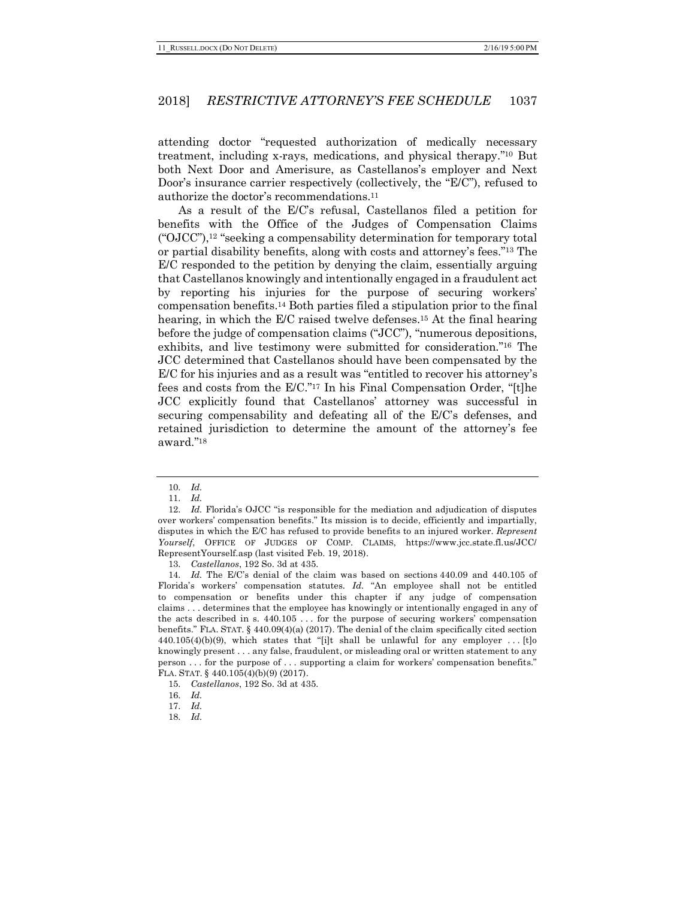attending doctor "requested authorization of medically necessary treatment, including x-rays, medications, and physical therapy."[10] But both Next Door and Amerisure, as Castellanos's employer and Next Door's insurance carrier respectively (collectively, the "E/C"), refused to authorize the doctor's recommendations.[11]

As a result of the E/C's refusal, Castellanos filed a petition for benefits with the Office of the Judges of Compensation Claims ("OJCC"),[12] "seeking a compensability determination for temporary total or partial disability benefits, along with costs and attorney's fees."[13] The E/C responded to the petition by denying the claim, essentially arguing that Castellanos knowingly and intentionally engaged in a fraudulent act by reporting his injuries for the purpose of securing workers' compensation benefits.[14] Both parties filed a stipulation prior to the final hearing, in which the E/C raised twelve defenses.[15] At the final hearing before the judge of compensation claims ("JCC"), "numerous depositions, exhibits, and live testimony were submitted for consideration."[16] The JCC determined that Castellanos should have been compensated by the E/C for his injuries and as a result was "entitled to recover his attorney's fees and costs from the E/C."[17] In his Final Compensation Order, "[t]he JCC explicitly found that Castellanos' attorney was successful in securing compensability and defeating all of the E/C's defenses, and retained jurisdiction to determine the amount of the attorney's fee award."[18]

---

10. *Id.*

11. *Id.*

12. *Id.* Florida's OJCC "is responsible for the mediation and adjudication of disputes over workers' compensation benefits." Its mission is to decide, efficiently and impartially, disputes in which the E/C has refused to provide benefits to an injured worker. *Represent Yourself*, OFFICE OF JUDGES OF COMP. CLAIMS, https://www.jcc.state.fl.us/JCC/RepresentYourself.asp (last visited Feb. 19, 2018).

13. *Castellanos*, 192 So. 3d at 435.

14. *Id.* The E/C's denial of the claim was based on sections 440.09 and 440.105 of Florida's workers' compensation statutes. *Id.* "An employee shall not be entitled to compensation or benefits under this chapter if any judge of compensation claims . . . determines that the employee has knowingly or intentionally engaged in any of the acts described in s. 440.105 . . . for the purpose of securing workers' compensation benefits." FLA. STAT. § 440.09(4)(a) (2017). The denial of the claim specifically cited section 440.105(4)(b)(9), which states that "[i]t shall be unlawful for any employer . . . [t]o knowingly present . . . any false, fraudulent, or misleading oral or written statement to any person . . . for the purpose of . . . supporting a claim for workers' compensation benefits." FLA. STAT. § 440.105(4)(b)(9) (2017).

15. *Castellanos*, 192 So. 3d at 435.

16. *Id.*

17. *Id.*

18. *Id.*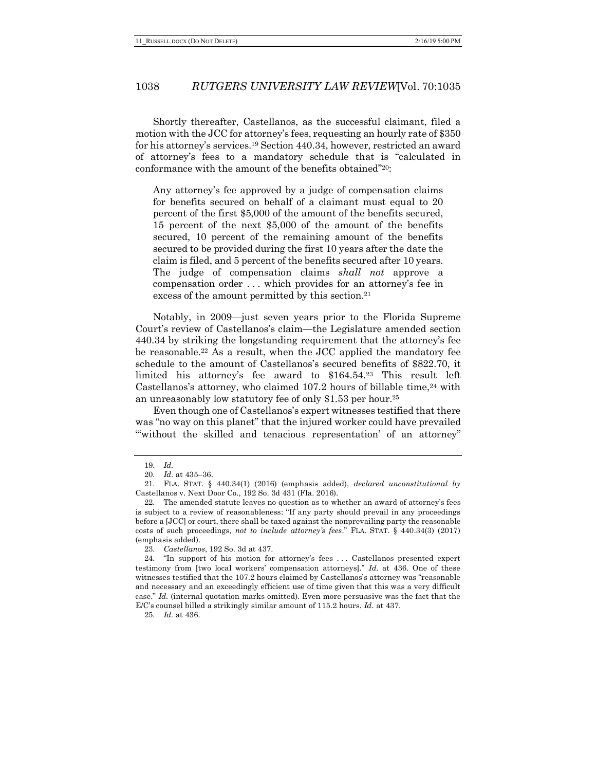Shortly thereafter, Castellanos, as the successful claimant, filed a motion with the JCC for attorney's fees, requesting an hourly rate of $350 for his attorney's services.[19] Section 440.34, however, restricted an award of attorney's fees to a mandatory schedule that is "calculated in conformance with the amount of the benefits obtained"[20]:

> Any attorney's fee approved by a judge of compensation claims for benefits secured on behalf of a claimant must equal to 20 percent of the first $5,000 of the amount of the benefits secured, 15 percent of the next $5,000 of the amount of the benefits secured, 10 percent of the remaining amount of the benefits secured to be provided during the first 10 years after the date the claim is filed, and 5 percent of the benefits secured after 10 years. The judge of compensation claims *shall not* approve a compensation order . . . which provides for an attorney's fee in excess of the amount permitted by this section.[21]

Notably, in 2009—just seven years prior to the Florida Supreme Court's review of Castellanos's claim—the Legislature amended section 440.34 by striking the longstanding requirement that the attorney's fee be reasonable.[22] As a result, when the JCC applied the mandatory fee schedule to the amount of Castellanos's secured benefits of $822.70, it limited his attorney's fee award to $164.54.[23] This result left Castellanos's attorney, who claimed 107.2 hours of billable time,[24] with an unreasonably low statutory fee of only $1.53 per hour.[25]

Even though one of Castellanos's expert witnesses testified that there was "no way on this planet" that the injured worker could have prevailed "'without the skilled and tenacious representation' of an attorney"

---

19. *Id.*

20. *Id.* at 435–36.

21. FLA. STAT. § 440.34(1) (2016) (emphasis added), *declared unconstitutional by* Castellanos v. Next Door Co., 192 So. 3d 431 (Fla. 2016).

22. The amended statute leaves no question as to whether an award of attorney's fees is subject to a review of reasonableness: "If any party should prevail in any proceedings before a [JCC] or court, there shall be taxed against the nonprevailing party the reasonable costs of such proceedings, *not to include attorney's fees*." FLA. STAT. § 440.34(3) (2017) (emphasis added).

23. *Castellanos*, 192 So. 3d at 437.

24. "In support of his motion for attorney's fees . . . Castellanos presented expert testimony from [two local workers' compensation attorneys]." *Id.* at 436. One of these witnesses testified that the 107.2 hours claimed by Castellanos's attorney was "reasonable and necessary and an exceedingly efficient use of time given that this was a very difficult case." *Id.* (internal quotation marks omitted). Even more persuasive was the fact that the E/C's counsel billed a strikingly similar amount of 115.2 hours. *Id*. at 437.

25. *Id.* at 436.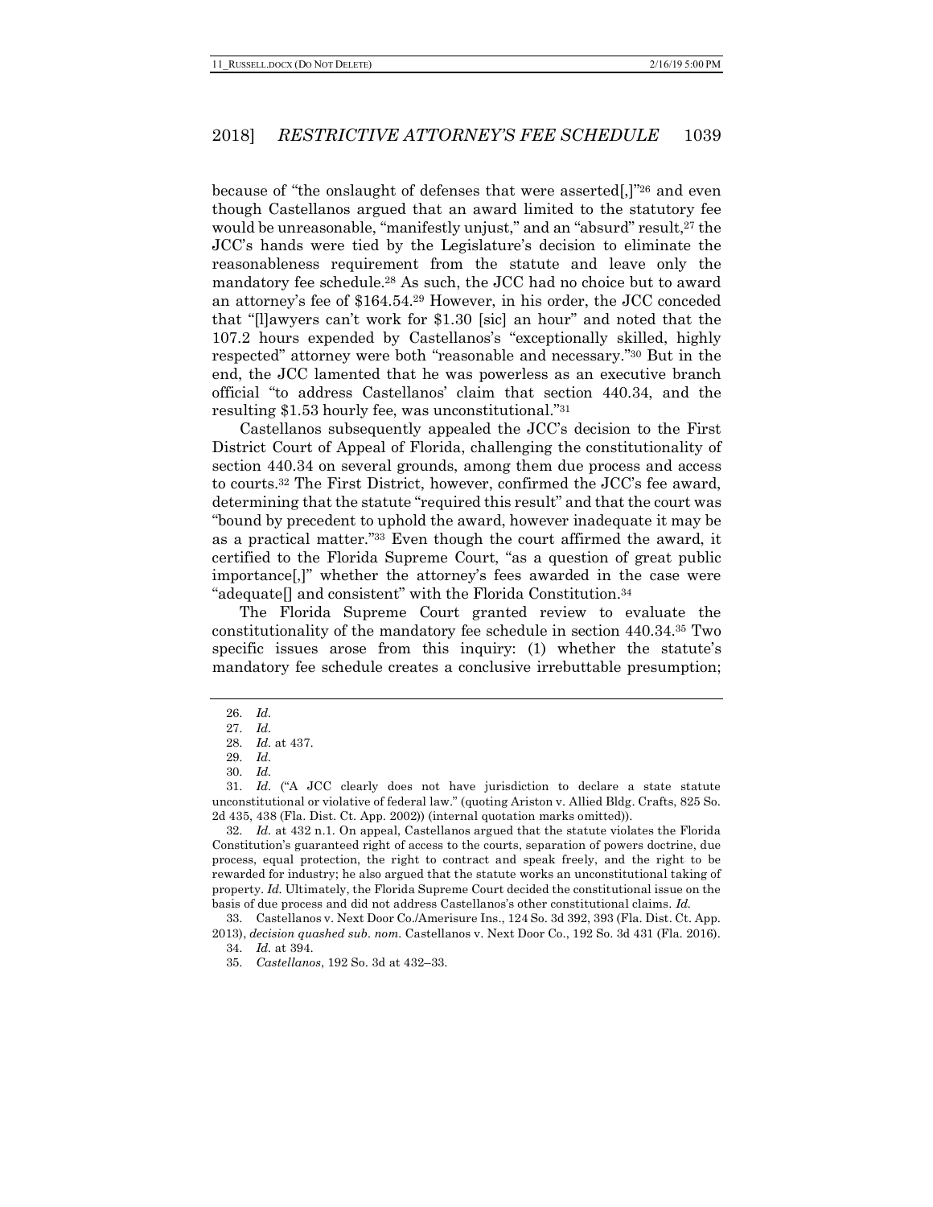because of "the onslaught of defenses that were asserted[,]"[26] and even though Castellanos argued that an award limited to the statutory fee would be unreasonable, "manifestly unjust," and an "absurd" result,[27] the JCC's hands were tied by the Legislature's decision to eliminate the reasonableness requirement from the statute and leave only the mandatory fee schedule.[28] As such, the JCC had no choice but to award an attorney's fee of $164.54.[29] However, in his order, the JCC conceded that "[l]awyers can't work for $1.30 [sic] an hour" and noted that the 107.2 hours expended by Castellanos's "exceptionally skilled, highly respected" attorney were both "reasonable and necessary."[30] But in the end, the JCC lamented that he was powerless as an executive branch official "to address Castellanos' claim that section 440.34, and the resulting $1.53 hourly fee, was unconstitutional."[31]

Castellanos subsequently appealed the JCC's decision to the First District Court of Appeal of Florida, challenging the constitutionality of section 440.34 on several grounds, among them due process and access to courts.[32] The First District, however, confirmed the JCC's fee award, determining that the statute "required this result" and that the court was "bound by precedent to uphold the award, however inadequate it may be as a practical matter."[33] Even though the court affirmed the award, it certified to the Florida Supreme Court, "as a question of great public importance[,]" whether the attorney's fees awarded in the case were "adequate[] and consistent" with the Florida Constitution.[34]

The Florida Supreme Court granted review to evaluate the constitutionality of the mandatory fee schedule in section 440.34.[35] Two specific issues arose from this inquiry: (1) whether the statute's mandatory fee schedule creates a conclusive irrebuttable presumption;

---

26. *Id.*

27. *Id.*

28. *Id.* at 437.

29. *Id.*

30. *Id.*

31. *Id.* ("A JCC clearly does not have jurisdiction to declare a state statute unconstitutional or violative of federal law." (quoting Ariston v. Allied Bldg. Crafts, 825 So. 2d 435, 438 (Fla. Dist. Ct. App. 2002)) (internal quotation marks omitted)).

32. *Id.* at 432 n.1. On appeal, Castellanos argued that the statute violates the Florida Constitution's guaranteed right of access to the courts, separation of powers doctrine, due process, equal protection, the right to contract and speak freely, and the right to be rewarded for industry; he also argued that the statute works an unconstitutional taking of property. *Id.* Ultimately, the Florida Supreme Court decided the constitutional issue on the basis of due process and did not address Castellanos's other constitutional claims. *Id.*

33. Castellanos v. Next Door Co./Amerisure Ins., 124 So. 3d 392, 393 (Fla. Dist. Ct. App. 2013), *decision quashed sub. nom.* Castellanos v. Next Door Co., 192 So. 3d 431 (Fla. 2016).

34. *Id.* at 394.

35. *Castellanos*, 192 So. 3d at 432–33.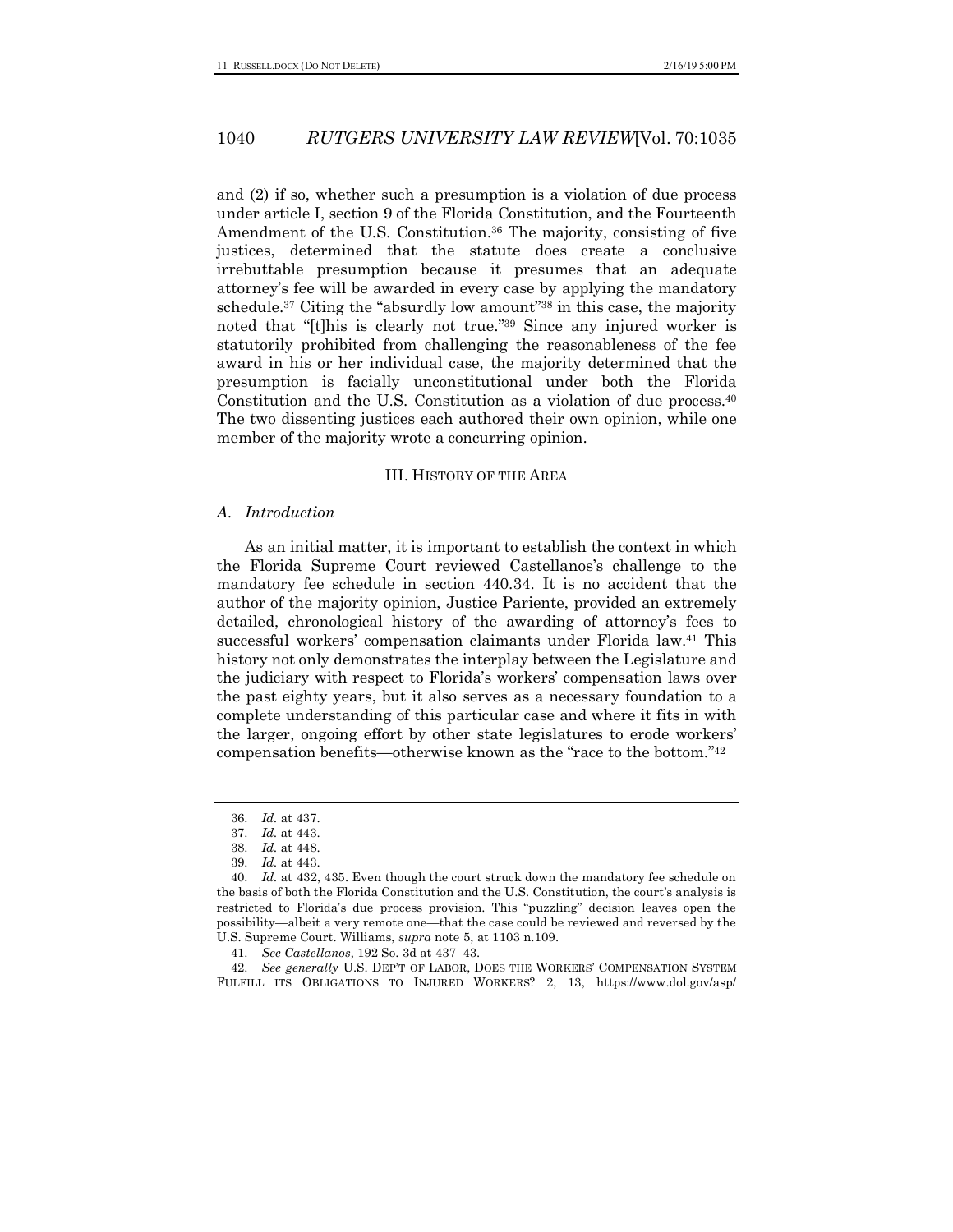and (2) if so, whether such a presumption is a violation of due process under article I, section 9 of the Florida Constitution, and the Fourteenth Amendment of the U.S. Constitution.[36] The majority, consisting of five justices, determined that the statute does create a conclusive irrebuttable presumption because it presumes that an adequate attorney's fee will be awarded in every case by applying the mandatory schedule.[37] Citing the "absurdly low amount"[38] in this case, the majority noted that "[t]his is clearly not true."[39] Since any injured worker is statutorily prohibited from challenging the reasonableness of the fee award in his or her individual case, the majority determined that the presumption is facially unconstitutional under both the Florida Constitution and the U.S. Constitution as a violation of due process.[40] The two dissenting justices each authored their own opinion, while one member of the majority wrote a concurring opinion.

## III. History of the Area

### *A. Introduction*

As an initial matter, it is important to establish the context in which the Florida Supreme Court reviewed Castellanos's challenge to the mandatory fee schedule in section 440.34. It is no accident that the author of the majority opinion, Justice Pariente, provided an extremely detailed, chronological history of the awarding of attorney's fees to successful workers' compensation claimants under Florida law.[41] This history not only demonstrates the interplay between the Legislature and the judiciary with respect to Florida's workers' compensation laws over the past eighty years, but it also serves as a necessary foundation to a complete understanding of this particular case and where it fits in with the larger, ongoing effort by other state legislatures to erode workers' compensation benefits—otherwise known as the "race to the bottom."[42]

---

36. *Id.* at 437.

37. *Id.* at 443.

38. *Id.* at 448.

39. *Id.* at 443.

40. *Id.* at 432, 435. Even though the court struck down the mandatory fee schedule on the basis of both the Florida Constitution and the U.S. Constitution, the court's analysis is restricted to Florida's due process provision. This "puzzling" decision leaves open the possibility—albeit a very remote one—that the case could be reviewed and reversed by the U.S. Supreme Court. Williams, *supra* note 5, at 1103 n.109.

41. *See Castellanos*, 192 So. 3d at 437–43.

42. *See generally* U.S. DEP'T OF LABOR, DOES THE WORKERS' COMPENSATION SYSTEM FULFILL ITS OBLIGATIONS TO INJURED WORKERS? 2, 13, https://www.dol.gov/asp/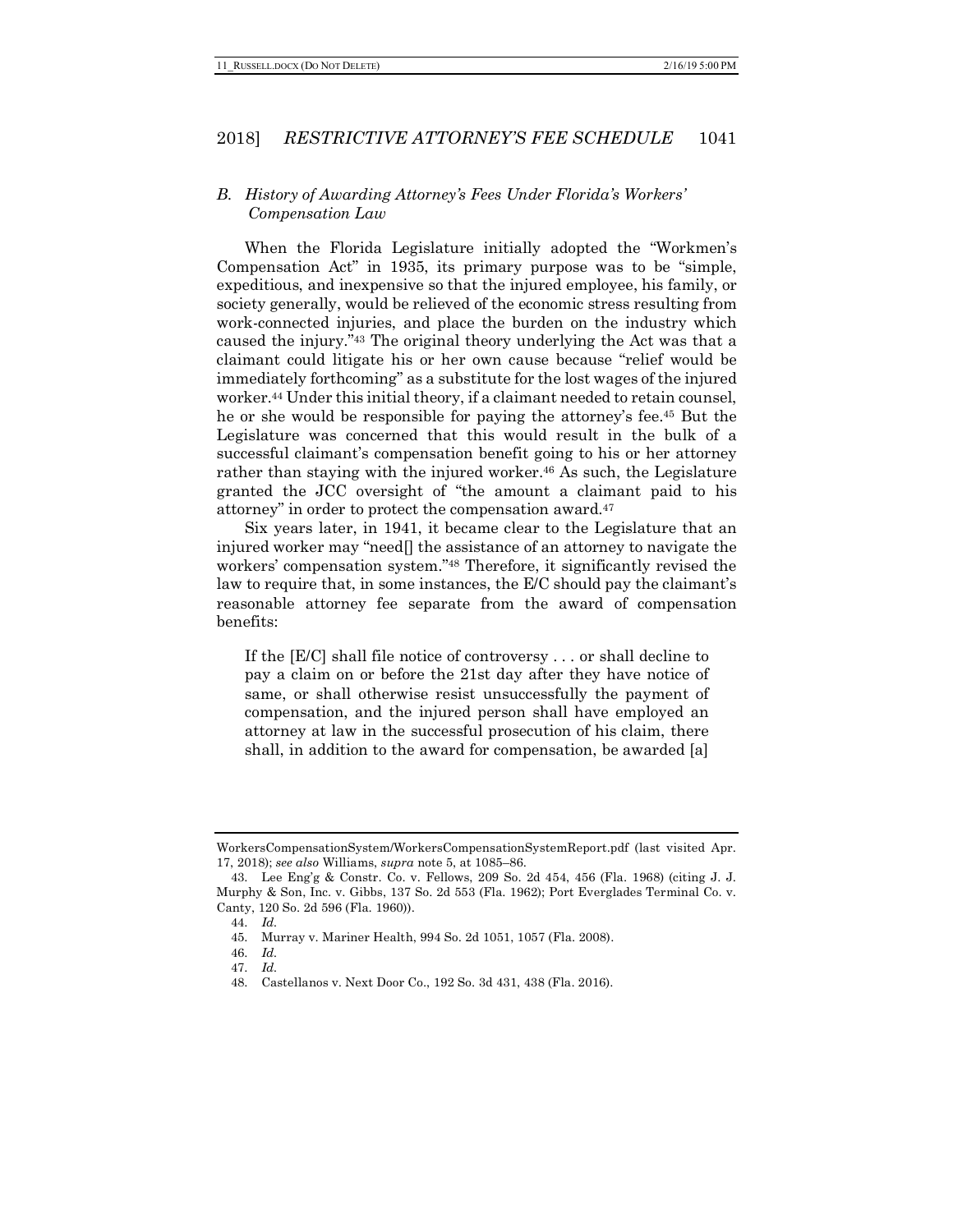### *B. History of Awarding Attorney's Fees Under Florida's Workers' Compensation Law*

When the Florida Legislature initially adopted the "Workmen's Compensation Act" in 1935, its primary purpose was to be "simple, expeditious, and inexpensive so that the injured employee, his family, or society generally, would be relieved of the economic stress resulting from work-connected injuries, and place the burden on the industry which caused the injury."[43] The original theory underlying the Act was that a claimant could litigate his or her own cause because "relief would be immediately forthcoming" as a substitute for the lost wages of the injured worker.[44] Under this initial theory, if a claimant needed to retain counsel, he or she would be responsible for paying the attorney's fee.[45] But the Legislature was concerned that this would result in the bulk of a successful claimant's compensation benefit going to his or her attorney rather than staying with the injured worker.[46] As such, the Legislature granted the JCC oversight of "the amount a claimant paid to his attorney" in order to protect the compensation award.[47]

Six years later, in 1941, it became clear to the Legislature that an injured worker may "need[] the assistance of an attorney to navigate the workers' compensation system."[48] Therefore, it significantly revised the law to require that, in some instances, the E/C should pay the claimant's reasonable attorney fee separate from the award of compensation benefits:

> If the [E/C] shall file notice of controversy . . . or shall decline to pay a claim on or before the 21st day after they have notice of same, or shall otherwise resist unsuccessfully the payment of compensation, and the injured person shall have employed an attorney at law in the successful prosecution of his claim, there shall, in addition to the award for compensation, be awarded [a]

---

WorkersCompensationSystem/WorkersCompensationSystemReport.pdf (last visited Apr. 17, 2018); *see also* Williams, *supra* note 5, at 1085–86.

43. Lee Eng'g & Constr. Co. v. Fellows, 209 So. 2d 454, 456 (Fla. 1968) (citing J. J. Murphy & Son, Inc. v. Gibbs, 137 So. 2d 553 (Fla. 1962); Port Everglades Terminal Co. v. Canty, 120 So. 2d 596 (Fla. 1960)).

44. *Id.*

45. Murray v. Mariner Health, 994 So. 2d 1051, 1057 (Fla. 2008).

46. *Id.*

47. *Id.*

48. Castellanos v. Next Door Co., 192 So. 3d 431, 438 (Fla. 2016).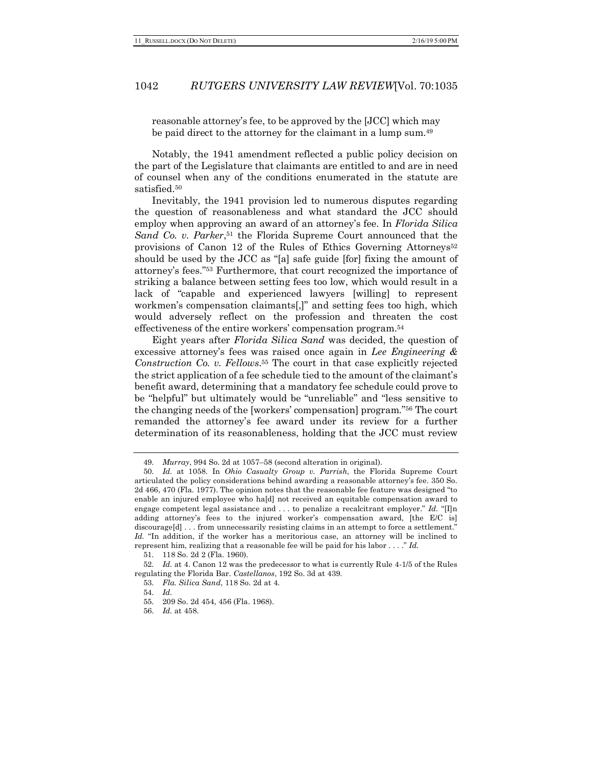reasonable attorney's fee, to be approved by the [JCC] which may be paid direct to the attorney for the claimant in a lump sum.[49]

Notably, the 1941 amendment reflected a public policy decision on the part of the Legislature that claimants are entitled to and are in need of counsel when any of the conditions enumerated in the statute are satisfied.[50]

Inevitably, the 1941 provision led to numerous disputes regarding the question of reasonableness and what standard the JCC should employ when approving an award of an attorney's fee. In *Florida Silica Sand Co. v. Parker*,[51] the Florida Supreme Court announced that the provisions of Canon 12 of the Rules of Ethics Governing Attorneys[52] should be used by the JCC as "[a] safe guide [for] fixing the amount of attorney's fees."[53] Furthermore, that court recognized the importance of striking a balance between setting fees too low, which would result in a lack of "capable and experienced lawyers [willing] to represent workmen's compensation claimants[,]" and setting fees too high, which would adversely reflect on the profession and threaten the cost effectiveness of the entire workers' compensation program.[54]

Eight years after *Florida Silica Sand* was decided, the question of excessive attorney's fees was raised once again in *Lee Engineering & Construction Co. v. Fellows*.[55] The court in that case explicitly rejected the strict application of a fee schedule tied to the amount of the claimant's benefit award, determining that a mandatory fee schedule could prove to be "helpful" but ultimately would be "unreliable" and "less sensitive to the changing needs of the [workers' compensation] program."[56] The court remanded the attorney's fee award under its review for a further determination of its reasonableness, holding that the JCC must review

---

49. *Murray*, 994 So. 2d at 1057–58 (second alteration in original).

50. *Id.* at 1058. In *Ohio Casualty Group v. Parrish*, the Florida Supreme Court articulated the policy considerations behind awarding a reasonable attorney's fee. 350 So. 2d 466, 470 (Fla. 1977). The opinion notes that the reasonable fee feature was designed "to enable an injured employee who ha[d] not received an equitable compensation award to engage competent legal assistance and . . . to penalize a recalcitrant employer." *Id.* "[I]n adding attorney's fees to the injured worker's compensation award, [the E/C is] discourage[d] . . . from unnecessarily resisting claims in an attempt to force a settlement." *Id.* "In addition, if the worker has a meritorious case, an attorney will be inclined to represent him, realizing that a reasonable fee will be paid for his labor . . . ." *Id.*

51. 118 So. 2d 2 (Fla. 1960).

52. *Id.* at 4. Canon 12 was the predecessor to what is currently Rule 4-1/5 of the Rules regulating the Florida Bar. *Castellanos*, 192 So. 3d at 439.

53. *Fla. Silica Sand*, 118 So. 2d at 4.

54. *Id.*

55. 209 So. 2d 454, 456 (Fla. 1968).

56. *Id.* at 458.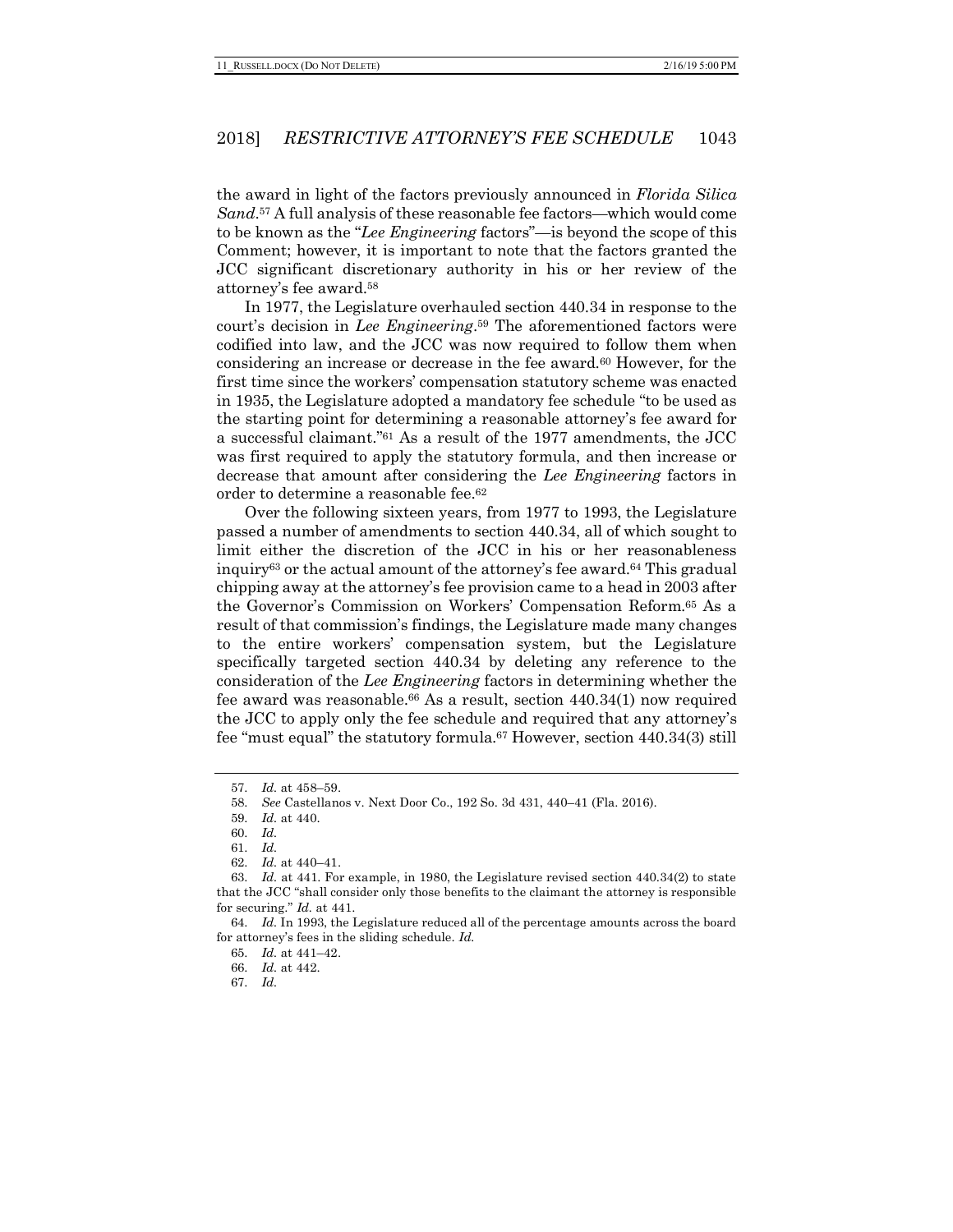the award in light of the factors previously announced in *Florida Silica Sand*.[57] A full analysis of these reasonable fee factors—which would come to be known as the "*Lee Engineering* factors"—is beyond the scope of this Comment; however, it is important to note that the factors granted the JCC significant discretionary authority in his or her review of the attorney's fee award.[58]

In 1977, the Legislature overhauled section 440.34 in response to the court's decision in *Lee Engineering*.[59] The aforementioned factors were codified into law, and the JCC was now required to follow them when considering an increase or decrease in the fee award.[60] However, for the first time since the workers' compensation statutory scheme was enacted in 1935, the Legislature adopted a mandatory fee schedule "to be used as the starting point for determining a reasonable attorney's fee award for a successful claimant."[61] As a result of the 1977 amendments, the JCC was first required to apply the statutory formula, and then increase or decrease that amount after considering the *Lee Engineering* factors in order to determine a reasonable fee.[62]

Over the following sixteen years, from 1977 to 1993, the Legislature passed a number of amendments to section 440.34, all of which sought to limit either the discretion of the JCC in his or her reasonableness inquiry[63] or the actual amount of the attorney's fee award.[64] This gradual chipping away at the attorney's fee provision came to a head in 2003 after the Governor's Commission on Workers' Compensation Reform.[65] As a result of that commission's findings, the Legislature made many changes to the entire workers' compensation system, but the Legislature specifically targeted section 440.34 by deleting any reference to the consideration of the *Lee Engineering* factors in determining whether the fee award was reasonable.[66] As a result, section 440.34(1) now required the JCC to apply only the fee schedule and required that any attorney's fee "must equal" the statutory formula.[67] However, section 440.34(3) still

---

57. *Id.* at 458–59.

58. *See* Castellanos v. Next Door Co., 192 So. 3d 431, 440–41 (Fla. 2016).

59. *Id.* at 440.

60. *Id.*

61. *Id.*

62. *Id.* at 440–41.

63. *Id.* at 441. For example, in 1980, the Legislature revised section 440.34(2) to state that the JCC "shall consider only those benefits to the claimant the attorney is responsible for securing." *Id.* at 441.

64. *Id.* In 1993, the Legislature reduced all of the percentage amounts across the board for attorney's fees in the sliding schedule. *Id.*

65. *Id.* at 441–42.

66. *Id.* at 442.

67. *Id.*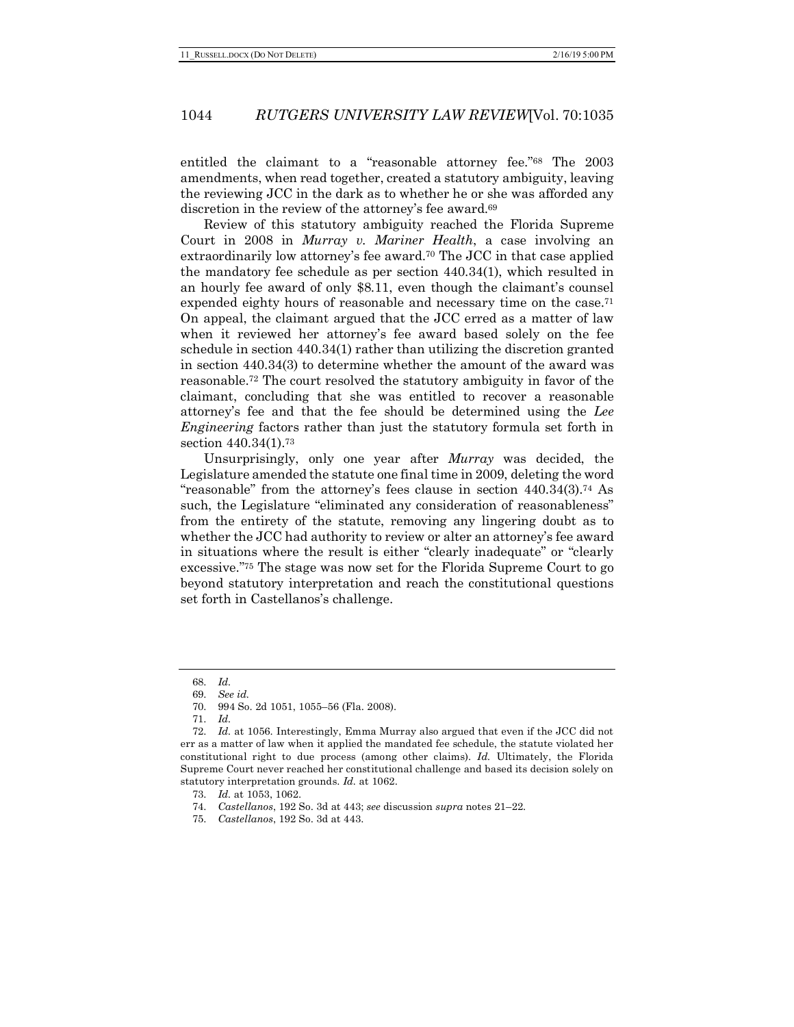entitled the claimant to a "reasonable attorney fee."[68] The 2003 amendments, when read together, created a statutory ambiguity, leaving the reviewing JCC in the dark as to whether he or she was afforded any discretion in the review of the attorney's fee award.[69]

Review of this statutory ambiguity reached the Florida Supreme Court in 2008 in *Murray v. Mariner Health*, a case involving an extraordinarily low attorney's fee award.[70] The JCC in that case applied the mandatory fee schedule as per section 440.34(1), which resulted in an hourly fee award of only $8.11, even though the claimant's counsel expended eighty hours of reasonable and necessary time on the case.[71] On appeal, the claimant argued that the JCC erred as a matter of law when it reviewed her attorney's fee award based solely on the fee schedule in section 440.34(1) rather than utilizing the discretion granted in section 440.34(3) to determine whether the amount of the award was reasonable.[72] The court resolved the statutory ambiguity in favor of the claimant, concluding that she was entitled to recover a reasonable attorney's fee and that the fee should be determined using the *Lee Engineering* factors rather than just the statutory formula set forth in section 440.34(1).[73]

Unsurprisingly, only one year after *Murray* was decided, the Legislature amended the statute one final time in 2009, deleting the word "reasonable" from the attorney's fees clause in section 440.34(3).[74] As such, the Legislature "eliminated any consideration of reasonableness" from the entirety of the statute, removing any lingering doubt as to whether the JCC had authority to review or alter an attorney's fee award in situations where the result is either "clearly inadequate" or "clearly excessive."[75] The stage was now set for the Florida Supreme Court to go beyond statutory interpretation and reach the constitutional questions set forth in Castellanos's challenge.

---

68. *Id.*

69. *See id.*

70. 994 So. 2d 1051, 1055–56 (Fla. 2008).

71. *Id.*

72. *Id.* at 1056. Interestingly, Emma Murray also argued that even if the JCC did not err as a matter of law when it applied the mandated fee schedule, the statute violated her constitutional right to due process (among other claims). *Id.* Ultimately, the Florida Supreme Court never reached her constitutional challenge and based its decision solely on statutory interpretation grounds. *Id.* at 1062.

73. *Id.* at 1053, 1062.

74. *Castellanos*, 192 So. 3d at 443; *see* discussion *supra* notes 21–22.

75. *Castellanos*, 192 So. 3d at 443.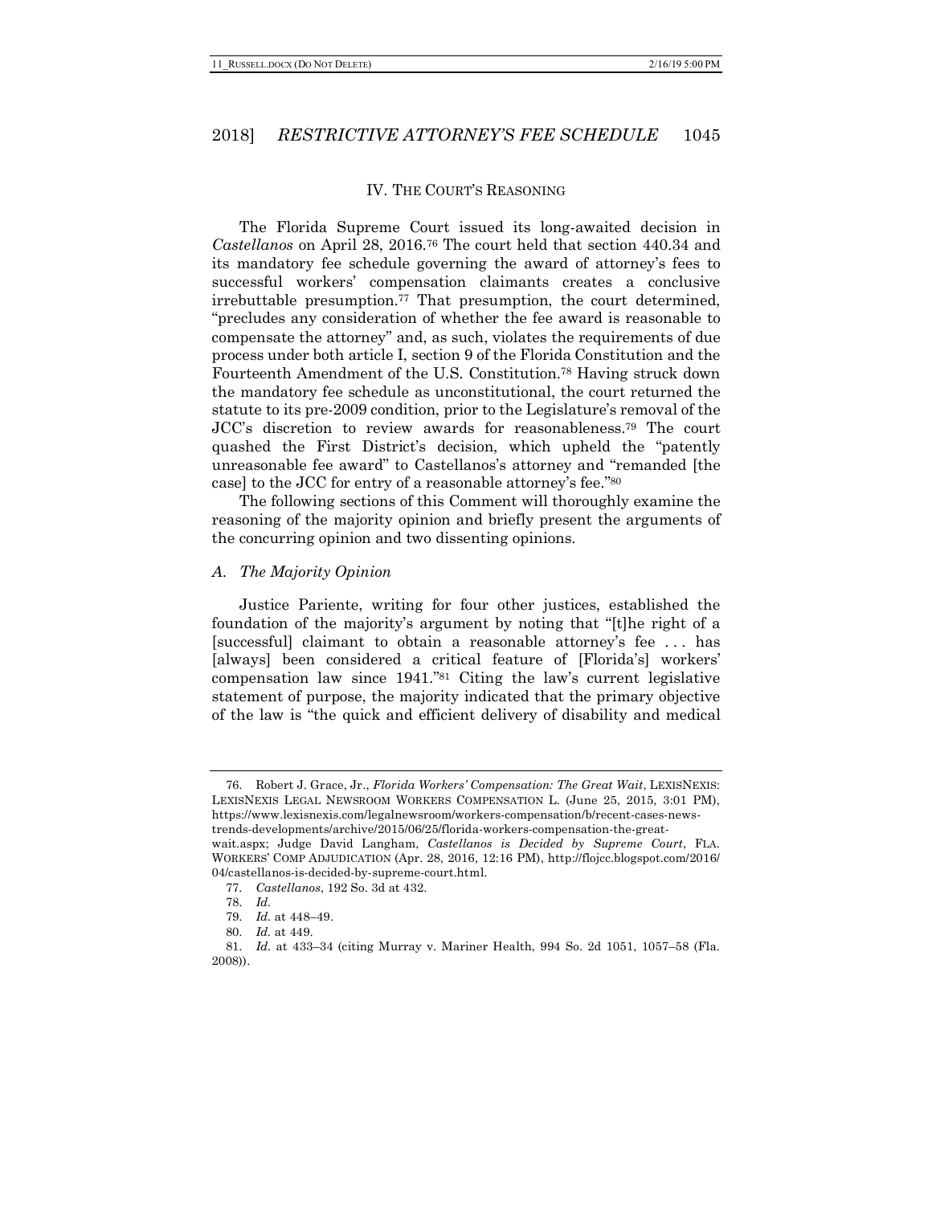## IV. THE COURT'S REASONING

The Florida Supreme Court issued its long-awaited decision in *Castellanos* on April 28, 2016.[76] The court held that section 440.34 and its mandatory fee schedule governing the award of attorney's fees to successful workers' compensation claimants creates a conclusive irrebuttable presumption.[77] That presumption, the court determined, "precludes any consideration of whether the fee award is reasonable to compensate the attorney" and, as such, violates the requirements of due process under both article I, section 9 of the Florida Constitution and the Fourteenth Amendment of the U.S. Constitution.[78] Having struck down the mandatory fee schedule as unconstitutional, the court returned the statute to its pre-2009 condition, prior to the Legislature's removal of the JCC's discretion to review awards for reasonableness.[79] The court quashed the First District's decision, which upheld the "patently unreasonable fee award" to Castellanos's attorney and "remanded [the case] to the JCC for entry of a reasonable attorney's fee."[80]

The following sections of this Comment will thoroughly examine the reasoning of the majority opinion and briefly present the arguments of the concurring opinion and two dissenting opinions.

### *A. The Majority Opinion*

Justice Pariente, writing for four other justices, established the foundation of the majority's argument by noting that "[t]he right of a [successful] claimant to obtain a reasonable attorney's fee . . . has [always] been considered a critical feature of [Florida's] workers' compensation law since 1941."[81] Citing the law's current legislative statement of purpose, the majority indicated that the primary objective of the law is "the quick and efficient delivery of disability and medical

---

76. Robert J. Grace, Jr., *Florida Workers' Compensation: The Great Wait*, LEXISNEXIS: LEXISNEXIS LEGAL NEWSROOM WORKERS COMPENSATION L. (June 25, 2015, 3:01 PM), https://www.lexisnexis.com/legalnewsroom/workers-compensation/b/recent-cases-news-trends-developments/archive/2015/06/25/florida-workers-compensation-the-great-wait.aspx; Judge David Langham, *Castellanos is Decided by Supreme Court*, FLA. WORKERS' COMP ADJUDICATION (Apr. 28, 2016, 12:16 PM), http://flojcc.blogspot.com/2016/04/castellanos-is-decided-by-supreme-court.html.

77. *Castellanos*, 192 So. 3d at 432.

78. *Id.*

79. *Id.* at 448–49.

80. *Id.* at 449.

81. *Id.* at 433–34 (citing Murray v. Mariner Health, 994 So. 2d 1051, 1057–58 (Fla. 2008)).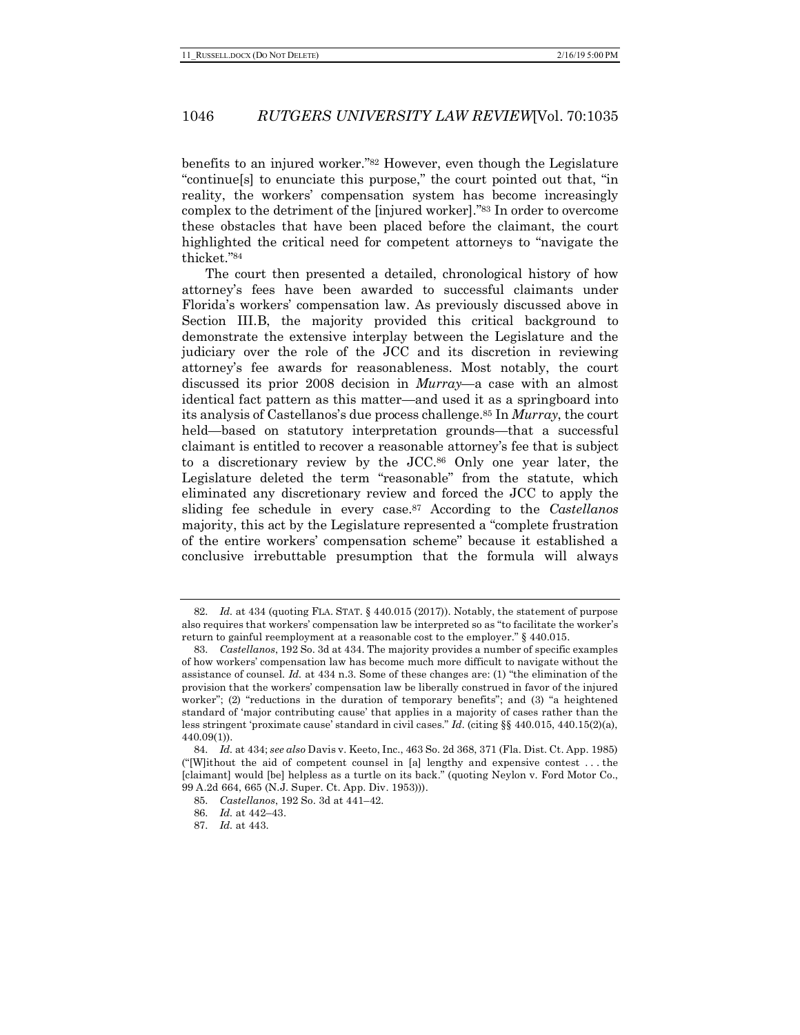benefits to an injured worker."[82] However, even though the Legislature "continue[s] to enunciate this purpose," the court pointed out that, "in reality, the workers' compensation system has become increasingly complex to the detriment of the [injured worker]."[83] In order to overcome these obstacles that have been placed before the claimant, the court highlighted the critical need for competent attorneys to "navigate the thicket."[84]

The court then presented a detailed, chronological history of how attorney's fees have been awarded to successful claimants under Florida's workers' compensation law. As previously discussed above in Section III.B, the majority provided this critical background to demonstrate the extensive interplay between the Legislature and the judiciary over the role of the JCC and its discretion in reviewing attorney's fee awards for reasonableness. Most notably, the court discussed its prior 2008 decision in *Murray*—a case with an almost identical fact pattern as this matter—and used it as a springboard into its analysis of Castellanos's due process challenge.[85] In *Murray*, the court held—based on statutory interpretation grounds—that a successful claimant is entitled to recover a reasonable attorney's fee that is subject to a discretionary review by the JCC.[86] Only one year later, the Legislature deleted the term "reasonable" from the statute, which eliminated any discretionary review and forced the JCC to apply the sliding fee schedule in every case.[87] According to the *Castellanos* majority, this act by the Legislature represented a "complete frustration of the entire workers' compensation scheme" because it established a conclusive irrebuttable presumption that the formula will always

---

82. *Id.* at 434 (quoting FLA. STAT. § 440.015 (2017)). Notably, the statement of purpose also requires that workers' compensation law be interpreted so as "to facilitate the worker's return to gainful reemployment at a reasonable cost to the employer." § 440.015.

83. *Castellanos*, 192 So. 3d at 434. The majority provides a number of specific examples of how workers' compensation law has become much more difficult to navigate without the assistance of counsel. *Id.* at 434 n.3. Some of these changes are: (1) "the elimination of the provision that the workers' compensation law be liberally construed in favor of the injured worker"; (2) "reductions in the duration of temporary benefits"; and (3) "a heightened standard of 'major contributing cause' that applies in a majority of cases rather than the less stringent 'proximate cause' standard in civil cases." *Id.* (citing §§ 440.015, 440.15(2)(a), 440.09(1)).

84. *Id.* at 434; *see also* Davis v. Keeto, Inc., 463 So. 2d 368, 371 (Fla. Dist. Ct. App. 1985) ("[W]ithout the aid of competent counsel in [a] lengthy and expensive contest . . . the [claimant] would [be] helpless as a turtle on its back." (quoting Neylon v. Ford Motor Co., 99 A.2d 664, 665 (N.J. Super. Ct. App. Div. 1953))).

85. *Castellanos*, 192 So. 3d at 441–42.

86. *Id.* at 442–43.

87. *Id.* at 443.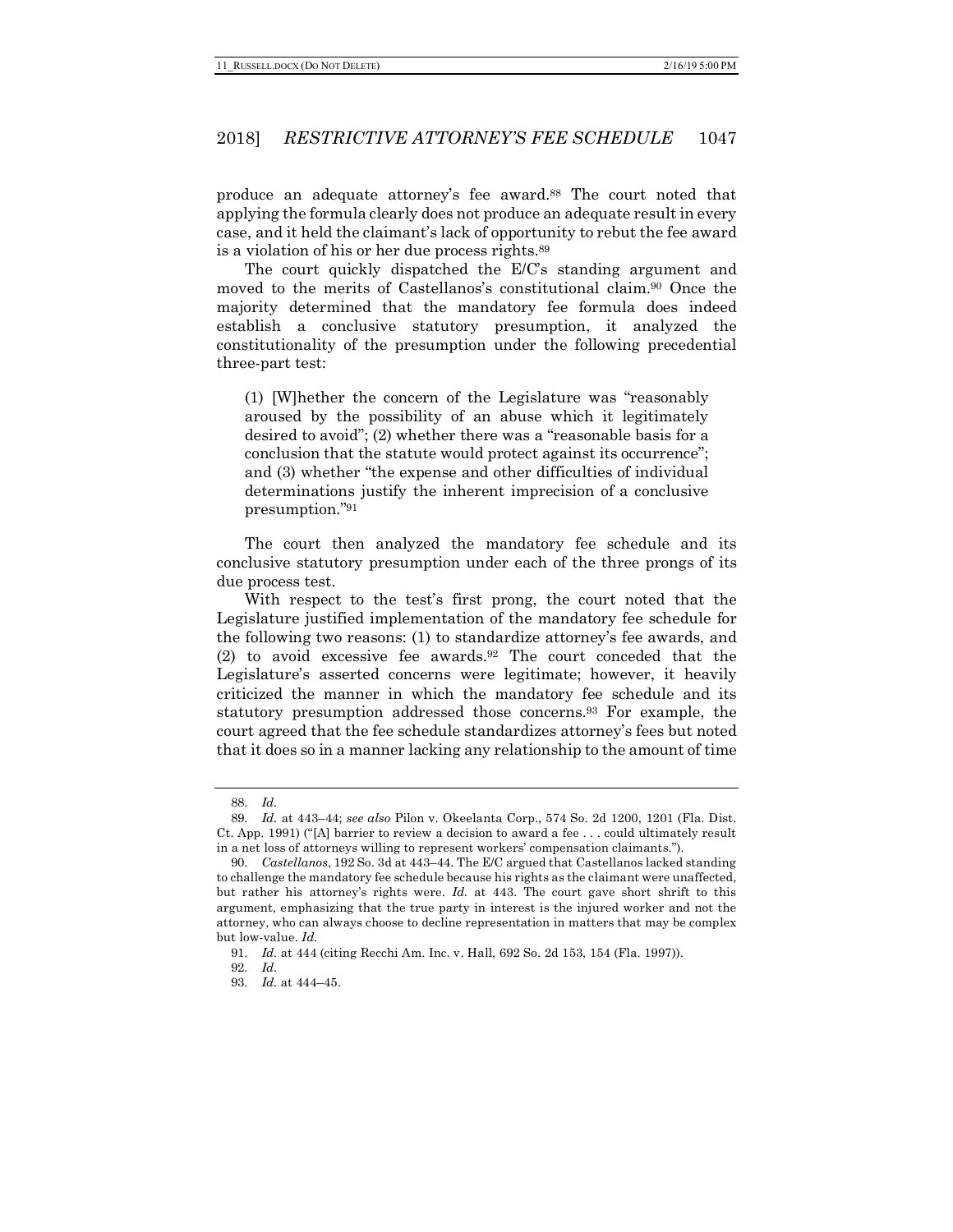produce an adequate attorney's fee award.[88] The court noted that applying the formula clearly does not produce an adequate result in every case, and it held the claimant's lack of opportunity to rebut the fee award is a violation of his or her due process rights.[89]

The court quickly dispatched the E/C's standing argument and moved to the merits of Castellanos's constitutional claim.[90] Once the majority determined that the mandatory fee formula does indeed establish a conclusive statutory presumption, it analyzed the constitutionality of the presumption under the following precedential three-part test:

> (1) [W]hether the concern of the Legislature was "reasonably aroused by the possibility of an abuse which it legitimately desired to avoid"; (2) whether there was a "reasonable basis for a conclusion that the statute would protect against its occurrence"; and (3) whether "the expense and other difficulties of individual determinations justify the inherent imprecision of a conclusive presumption."[91]

The court then analyzed the mandatory fee schedule and its conclusive statutory presumption under each of the three prongs of its due process test.

With respect to the test's first prong, the court noted that the Legislature justified implementation of the mandatory fee schedule for the following two reasons: (1) to standardize attorney's fee awards, and (2) to avoid excessive fee awards.[92] The court conceded that the Legislature's asserted concerns were legitimate; however, it heavily criticized the manner in which the mandatory fee schedule and its statutory presumption addressed those concerns.[93] For example, the court agreed that the fee schedule standardizes attorney's fees but noted that it does so in a manner lacking any relationship to the amount of time

---

88. *Id.*

89. *Id.* at 443–44; *see also* Pilon v. Okeelanta Corp., 574 So. 2d 1200, 1201 (Fla. Dist. Ct. App. 1991) ("[A] barrier to review a decision to award a fee . . . could ultimately result in a net loss of attorneys willing to represent workers' compensation claimants.").

90. *Castellanos*, 192 So. 3d at 443–44. The E/C argued that Castellanos lacked standing to challenge the mandatory fee schedule because his rights as the claimant were unaffected, but rather his attorney's rights were. *Id.* at 443. The court gave short shrift to this argument, emphasizing that the true party in interest is the injured worker and not the attorney, who can always choose to decline representation in matters that may be complex but low-value. *Id.*

91. *Id.* at 444 (citing Recchi Am. Inc. v. Hall, 692 So. 2d 153, 154 (Fla. 1997)).

92. *Id.*

93. *Id.* at 444–45.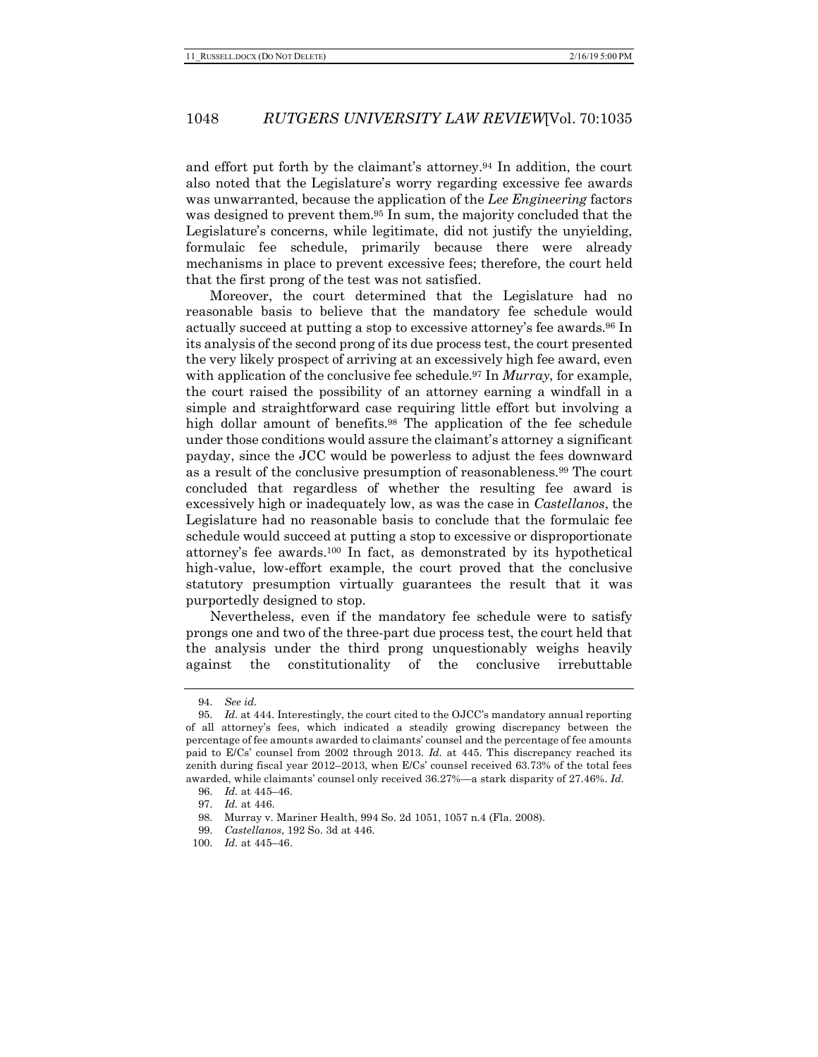and effort put forth by the claimant's attorney.[94] In addition, the court also noted that the Legislature's worry regarding excessive fee awards was unwarranted, because the application of the *Lee Engineering* factors was designed to prevent them.[95] In sum, the majority concluded that the Legislature's concerns, while legitimate, did not justify the unyielding, formulaic fee schedule, primarily because there were already mechanisms in place to prevent excessive fees; therefore, the court held that the first prong of the test was not satisfied.

Moreover, the court determined that the Legislature had no reasonable basis to believe that the mandatory fee schedule would actually succeed at putting a stop to excessive attorney's fee awards.[96] In its analysis of the second prong of its due process test, the court presented the very likely prospect of arriving at an excessively high fee award, even with application of the conclusive fee schedule.[97] In *Murray*, for example, the court raised the possibility of an attorney earning a windfall in a simple and straightforward case requiring little effort but involving a high dollar amount of benefits.[98] The application of the fee schedule under those conditions would assure the claimant's attorney a significant payday, since the JCC would be powerless to adjust the fees downward as a result of the conclusive presumption of reasonableness.[99] The court concluded that regardless of whether the resulting fee award is excessively high or inadequately low, as was the case in *Castellanos*, the Legislature had no reasonable basis to conclude that the formulaic fee schedule would succeed at putting a stop to excessive or disproportionate attorney's fee awards.[100] In fact, as demonstrated by its hypothetical high-value, low-effort example, the court proved that the conclusive statutory presumption virtually guarantees the result that it was purportedly designed to stop.

Nevertheless, even if the mandatory fee schedule were to satisfy prongs one and two of the three-part due process test, the court held that the analysis under the third prong unquestionably weighs heavily against the constitutionality of the conclusive irrebuttable

---

94. *See id.*

95. *Id.* at 444. Interestingly, the court cited to the OJCC's mandatory annual reporting of all attorney's fees, which indicated a steadily growing discrepancy between the percentage of fee amounts awarded to claimants' counsel and the percentage of fee amounts paid to E/Cs' counsel from 2002 through 2013. *Id.* at 445. This discrepancy reached its zenith during fiscal year 2012–2013, when E/Cs' counsel received 63.73% of the total fees awarded, while claimants' counsel only received 36.27%—a stark disparity of 27.46%. *Id.*

96. *Id.* at 445–46.

97. *Id.* at 446.

98. Murray v. Mariner Health, 994 So. 2d 1051, 1057 n.4 (Fla. 2008).

99. *Castellanos*, 192 So. 3d at 446.

100. *Id.* at 445–46.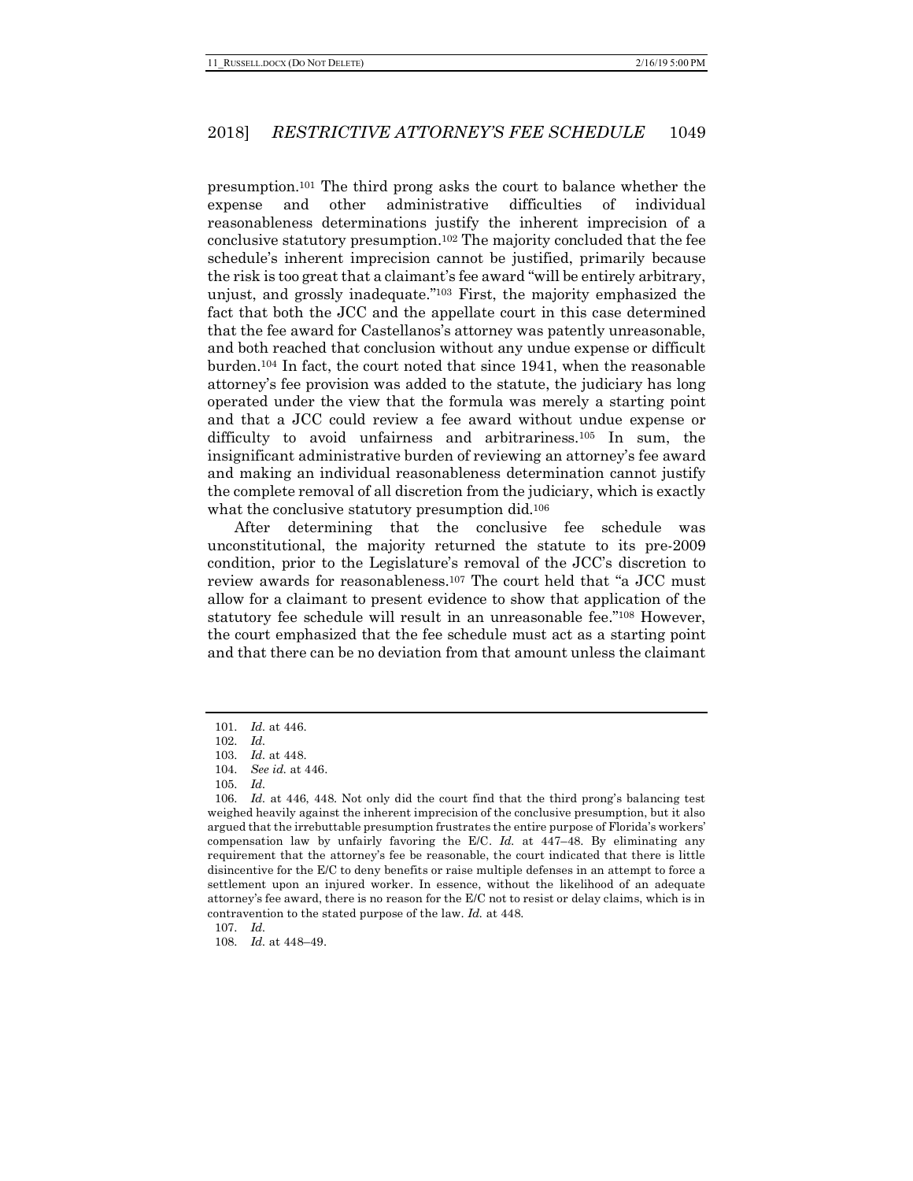presumption.[101] The third prong asks the court to balance whether the expense and other administrative difficulties of individual reasonableness determinations justify the inherent imprecision of a conclusive statutory presumption.[102] The majority concluded that the fee schedule's inherent imprecision cannot be justified, primarily because the risk is too great that a claimant's fee award "will be entirely arbitrary, unjust, and grossly inadequate."[103] First, the majority emphasized the fact that both the JCC and the appellate court in this case determined that the fee award for Castellanos's attorney was patently unreasonable, and both reached that conclusion without any undue expense or difficult burden.[104] In fact, the court noted that since 1941, when the reasonable attorney's fee provision was added to the statute, the judiciary has long operated under the view that the formula was merely a starting point and that a JCC could review a fee award without undue expense or difficulty to avoid unfairness and arbitrariness.[105] In sum, the insignificant administrative burden of reviewing an attorney's fee award and making an individual reasonableness determination cannot justify the complete removal of all discretion from the judiciary, which is exactly what the conclusive statutory presumption did.[106]

After determining that the conclusive fee schedule was unconstitutional, the majority returned the statute to its pre-2009 condition, prior to the Legislature's removal of the JCC's discretion to review awards for reasonableness.[107] The court held that "a JCC must allow for a claimant to present evidence to show that application of the statutory fee schedule will result in an unreasonable fee."[108] However, the court emphasized that the fee schedule must act as a starting point and that there can be no deviation from that amount unless the claimant

---

101. *Id.* at 446.

102. *Id.*

103. *Id.* at 448.

104. *See id.* at 446.

105. *Id.*

106. *Id.* at 446, 448. Not only did the court find that the third prong's balancing test weighed heavily against the inherent imprecision of the conclusive presumption, but it also argued that the irrebuttable presumption frustrates the entire purpose of Florida's workers' compensation law by unfairly favoring the E/C. *Id.* at 447–48. By eliminating any requirement that the attorney's fee be reasonable, the court indicated that there is little disincentive for the E/C to deny benefits or raise multiple defenses in an attempt to force a settlement upon an injured worker. In essence, without the likelihood of an adequate attorney's fee award, there is no reason for the E/C not to resist or delay claims, which is in contravention to the stated purpose of the law. *Id.* at 448.

107. *Id.*

108. *Id.* at 448–49.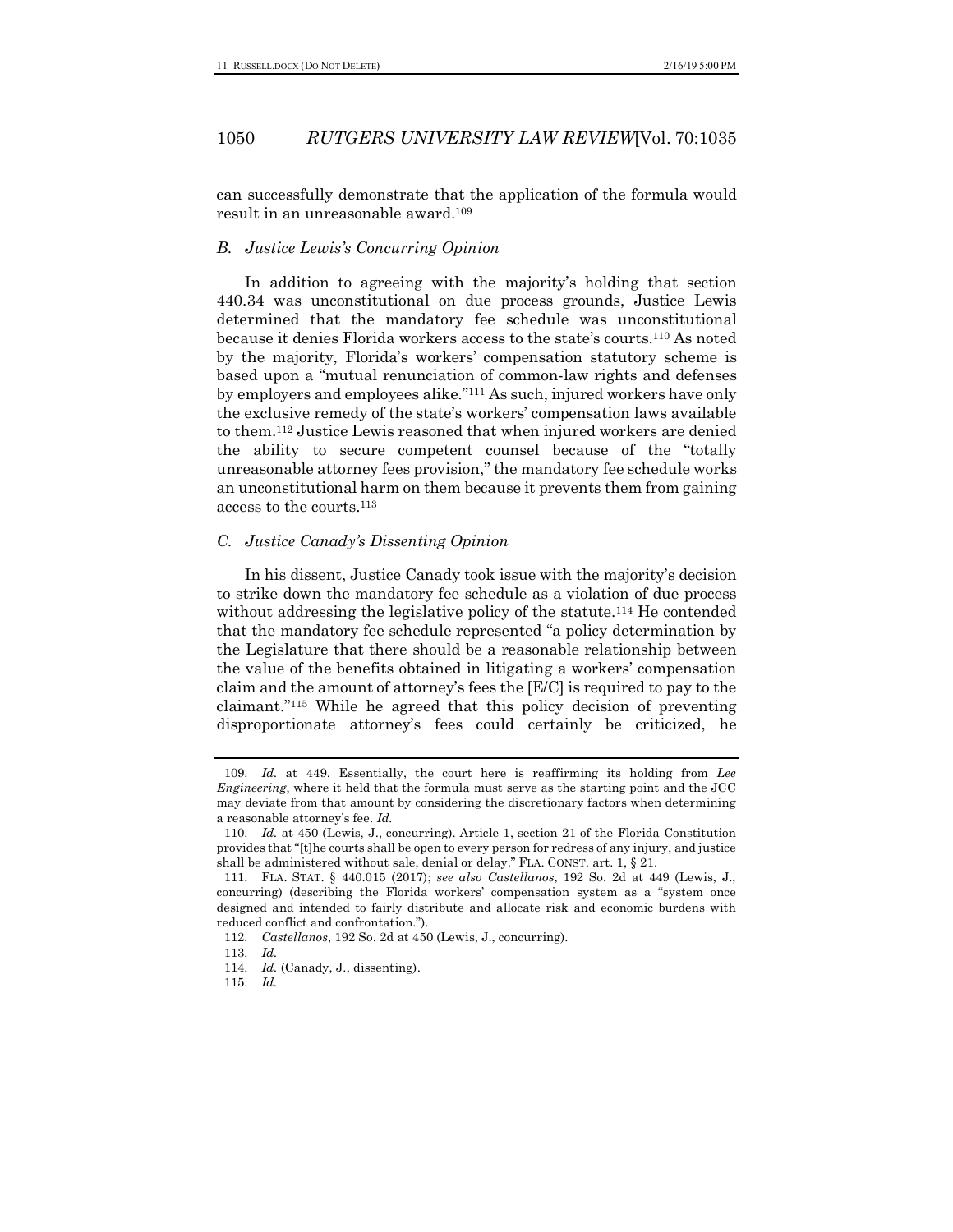can successfully demonstrate that the application of the formula would result in an unreasonable award.[109]

### B. *Justice Lewis's Concurring Opinion*

In addition to agreeing with the majority's holding that section 440.34 was unconstitutional on due process grounds, Justice Lewis determined that the mandatory fee schedule was unconstitutional because it denies Florida workers access to the state's courts.[110] As noted by the majority, Florida's workers' compensation statutory scheme is based upon a "mutual renunciation of common-law rights and defenses by employers and employees alike."[111] As such, injured workers have only the exclusive remedy of the state's workers' compensation laws available to them.[112] Justice Lewis reasoned that when injured workers are denied the ability to secure competent counsel because of the "totally unreasonable attorney fees provision," the mandatory fee schedule works an unconstitutional harm on them because it prevents them from gaining access to the courts.[113]

### C. *Justice Canady's Dissenting Opinion*

In his dissent, Justice Canady took issue with the majority's decision to strike down the mandatory fee schedule as a violation of due process without addressing the legislative policy of the statute.[114] He contended that the mandatory fee schedule represented "a policy determination by the Legislature that there should be a reasonable relationship between the value of the benefits obtained in litigating a workers' compensation claim and the amount of attorney's fees the [E/C] is required to pay to the claimant."[115] While he agreed that this policy decision of preventing disproportionate attorney's fees could certainly be criticized, he

---

109. *Id.* at 449. Essentially, the court here is reaffirming its holding from *Lee Engineering*, where it held that the formula must serve as the starting point and the JCC may deviate from that amount by considering the discretionary factors when determining a reasonable attorney's fee. *Id.*

110. *Id.* at 450 (Lewis, J., concurring). Article 1, section 21 of the Florida Constitution provides that "[t]he courts shall be open to every person for redress of any injury, and justice shall be administered without sale, denial or delay." FLA. CONST. art. 1, § 21.

111. FLA. STAT. § 440.015 (2017); *see also Castellanos*, 192 So. 2d at 449 (Lewis, J., concurring) (describing the Florida workers' compensation system as a "system once designed and intended to fairly distribute and allocate risk and economic burdens with reduced conflict and confrontation.").

112. *Castellanos*, 192 So. 2d at 450 (Lewis, J., concurring).

113. *Id.*

114. *Id.* (Canady, J., dissenting).

115. *Id.*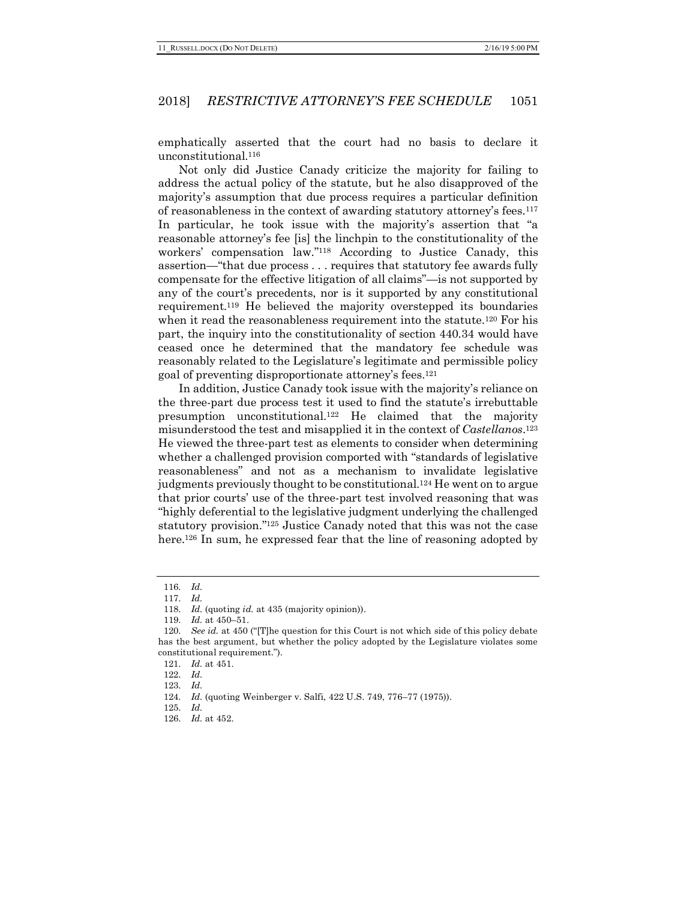emphatically asserted that the court had no basis to declare it unconstitutional.[116]

Not only did Justice Canady criticize the majority for failing to address the actual policy of the statute, but he also disapproved of the majority's assumption that due process requires a particular definition of reasonableness in the context of awarding statutory attorney's fees.[117] In particular, he took issue with the majority's assertion that "a reasonable attorney's fee [is] the linchpin to the constitutionality of the workers' compensation law."[118] According to Justice Canady, this assertion—"that due process . . . requires that statutory fee awards fully compensate for the effective litigation of all claims"—is not supported by any of the court's precedents, nor is it supported by any constitutional requirement.[119] He believed the majority overstepped its boundaries when it read the reasonableness requirement into the statute.[120] For his part, the inquiry into the constitutionality of section 440.34 would have ceased once he determined that the mandatory fee schedule was reasonably related to the Legislature's legitimate and permissible policy goal of preventing disproportionate attorney's fees.[121]

In addition, Justice Canady took issue with the majority's reliance on the three-part due process test it used to find the statute's irrebuttable presumption unconstitutional.[122] He claimed that the majority misunderstood the test and misapplied it in the context of *Castellanos*.[123] He viewed the three-part test as elements to consider when determining whether a challenged provision comported with "standards of legislative reasonableness" and not as a mechanism to invalidate legislative judgments previously thought to be constitutional.[124] He went on to argue that prior courts' use of the three-part test involved reasoning that was "highly deferential to the legislative judgment underlying the challenged statutory provision."[125] Justice Canady noted that this was not the case here.[126] In sum, he expressed fear that the line of reasoning adopted by

---

116. *Id.*

117. *Id.*

118. *Id.* (quoting *id.* at 435 (majority opinion)).

119. *Id.* at 450–51.

120. *See id.* at 450 ("[T]he question for this Court is not which side of this policy debate has the best argument, but whether the policy adopted by the Legislature violates some constitutional requirement.").

121. *Id.* at 451.

122. *Id.*

123. *Id.*

124. *Id.* (quoting Weinberger v. Salfi, 422 U.S. 749, 776–77 (1975)).

125. *Id.*

126. *Id.* at 452.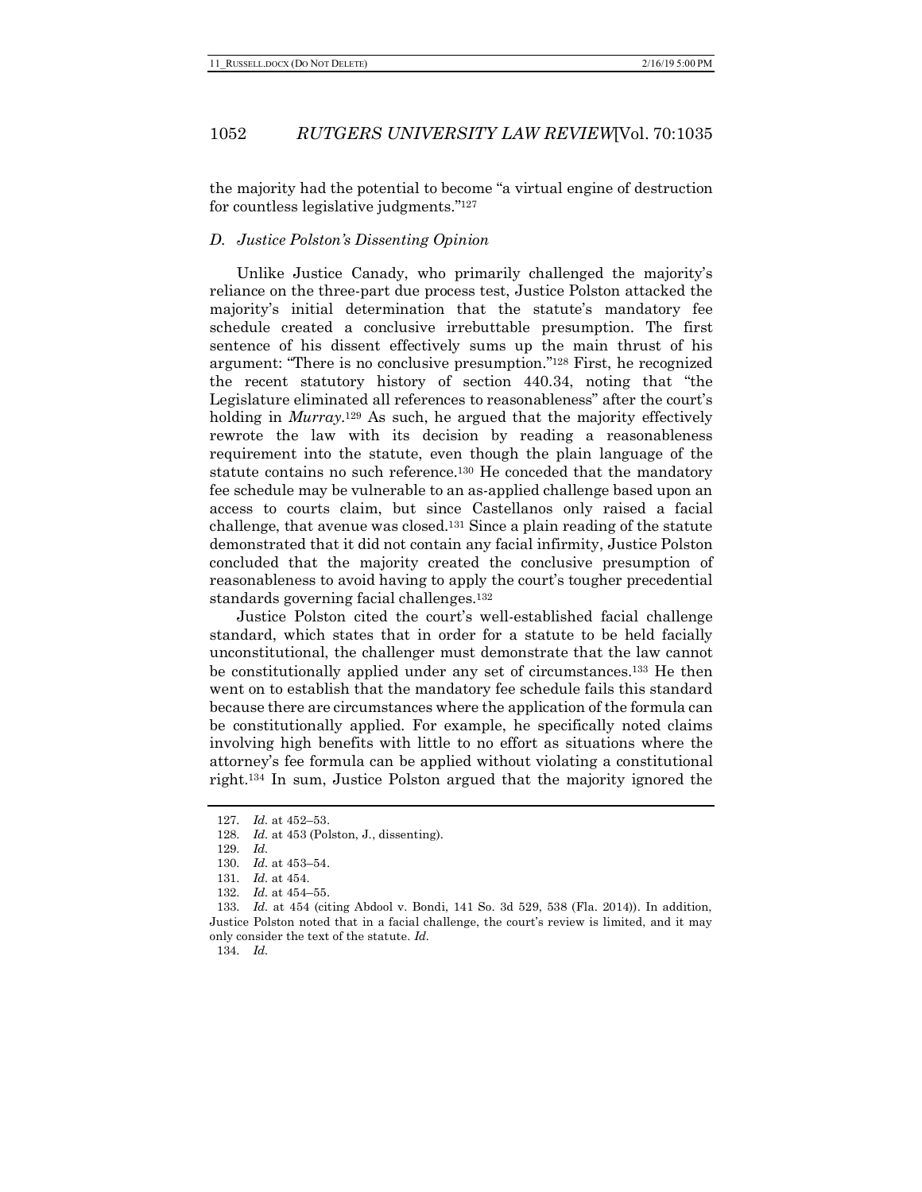the majority had the potential to become "a virtual engine of destruction for countless legislative judgments."[127]

### *D. Justice Polston's Dissenting Opinion*

Unlike Justice Canady, who primarily challenged the majority's reliance on the three-part due process test, Justice Polston attacked the majority's initial determination that the statute's mandatory fee schedule created a conclusive irrebuttable presumption. The first sentence of his dissent effectively sums up the main thrust of his argument: "There is no conclusive presumption."[128] First, he recognized the recent statutory history of section 440.34, noting that "the Legislature eliminated all references to reasonableness" after the court's holding in *Murray*.[129] As such, he argued that the majority effectively rewrote the law with its decision by reading a reasonableness requirement into the statute, even though the plain language of the statute contains no such reference.[130] He conceded that the mandatory fee schedule may be vulnerable to an as-applied challenge based upon an access to courts claim, but since Castellanos only raised a facial challenge, that avenue was closed.[131] Since a plain reading of the statute demonstrated that it did not contain any facial infirmity, Justice Polston concluded that the majority created the conclusive presumption of reasonableness to avoid having to apply the court's tougher precedential standards governing facial challenges.[132]

Justice Polston cited the court's well-established facial challenge standard, which states that in order for a statute to be held facially unconstitutional, the challenger must demonstrate that the law cannot be constitutionally applied under any set of circumstances.[133] He then went on to establish that the mandatory fee schedule fails this standard because there are circumstances where the application of the formula can be constitutionally applied. For example, he specifically noted claims involving high benefits with little to no effort as situations where the attorney's fee formula can be applied without violating a constitutional right.[134] In sum, Justice Polston argued that the majority ignored the

---

127. *Id.* at 452–53.

128. *Id.* at 453 (Polston, J., dissenting).

129. *Id.*

130. *Id.* at 453–54.

131. *Id.* at 454.

132. *Id.* at 454–55.

133. *Id.* at 454 (citing Abdool v. Bondi, 141 So. 3d 529, 538 (Fla. 2014)). In addition, Justice Polston noted that in a facial challenge, the court's review is limited, and it may only consider the text of the statute. *Id.*

134. *Id.*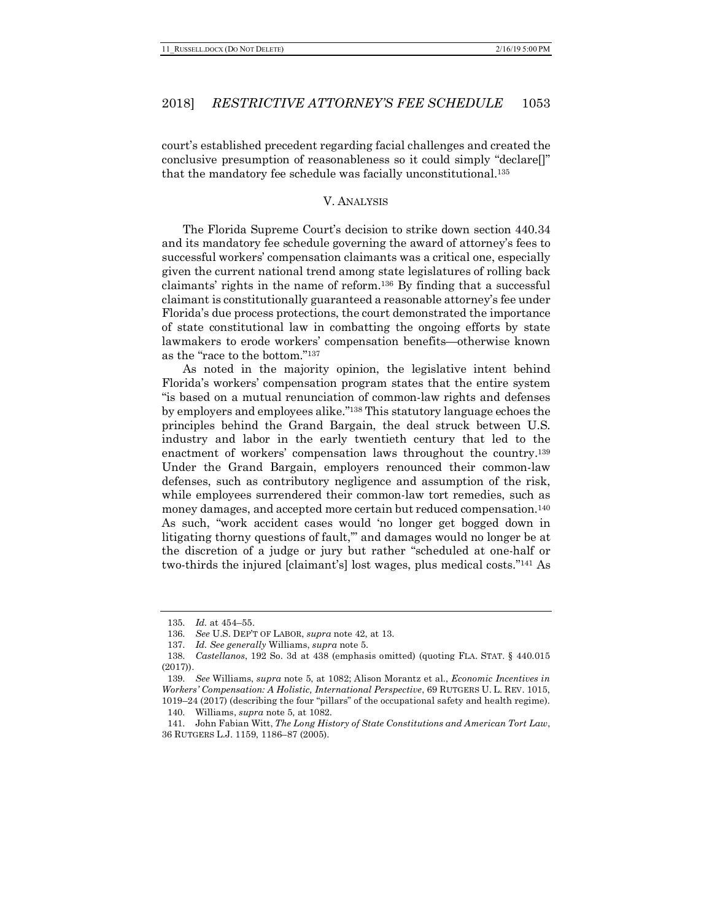court's established precedent regarding facial challenges and created the conclusive presumption of reasonableness so it could simply "declare[]" that the mandatory fee schedule was facially unconstitutional.[135]

## V. ANALYSIS

The Florida Supreme Court's decision to strike down section 440.34 and its mandatory fee schedule governing the award of attorney's fees to successful workers' compensation claimants was a critical one, especially given the current national trend among state legislatures of rolling back claimants' rights in the name of reform.[136] By finding that a successful claimant is constitutionally guaranteed a reasonable attorney's fee under Florida's due process protections, the court demonstrated the importance of state constitutional law in combatting the ongoing efforts by state lawmakers to erode workers' compensation benefits—otherwise known as the "race to the bottom."[137]

As noted in the majority opinion, the legislative intent behind Florida's workers' compensation program states that the entire system "is based on a mutual renunciation of common-law rights and defenses by employers and employees alike."[138] This statutory language echoes the principles behind the Grand Bargain, the deal struck between U.S. industry and labor in the early twentieth century that led to the enactment of workers' compensation laws throughout the country.[139] Under the Grand Bargain, employers renounced their common-law defenses, such as contributory negligence and assumption of the risk, while employees surrendered their common-law tort remedies, such as money damages, and accepted more certain but reduced compensation.[140] As such, "work accident cases would 'no longer get bogged down in litigating thorny questions of fault,'" and damages would no longer be at the discretion of a judge or jury but rather "scheduled at one-half or two-thirds the injured [claimant's] lost wages, plus medical costs."[141] As

---

135. *Id.* at 454–55.

136. *See* U.S. DEP'T OF LABOR, *supra* note 42, at 13.

137. *Id. See generally* Williams, *supra* note 5.

138. *Castellanos*, 192 So. 3d at 438 (emphasis omitted) (quoting FLA. STAT. § 440.015 (2017)).

139. *See* Williams, *supra* note 5, at 1082; Alison Morantz et al., *Economic Incentives in Workers' Compensation: A Holistic, International Perspective*, 69 RUTGERS U. L. REV. 1015, 1019–24 (2017) (describing the four "pillars" of the occupational safety and health regime).

140. Williams, *supra* note 5, at 1082.

141. John Fabian Witt, *The Long History of State Constitutions and American Tort Law*, 36 RUTGERS L.J. 1159, 1186–87 (2005).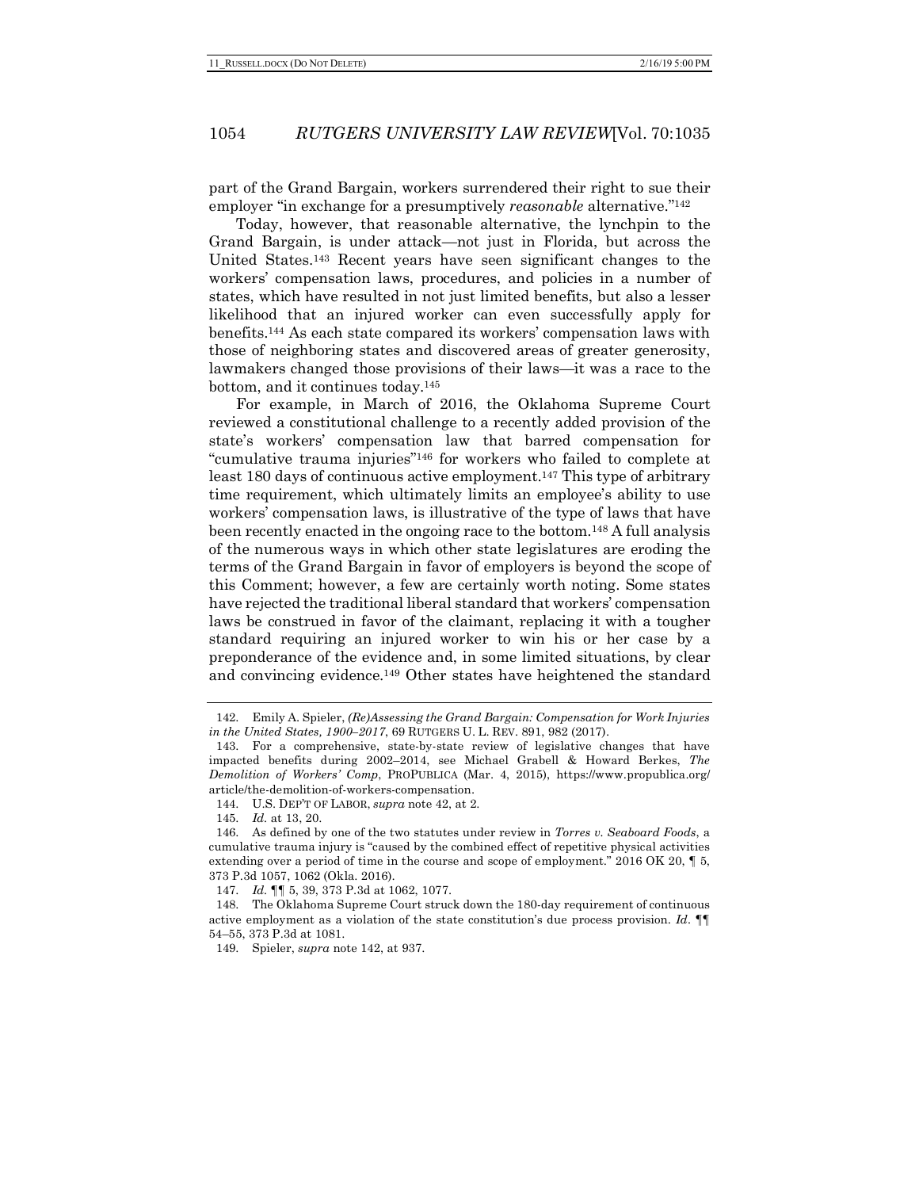part of the Grand Bargain, workers surrendered their right to sue their employer "in exchange for a presumptively *reasonable* alternative."[142]

Today, however, that reasonable alternative, the lynchpin to the Grand Bargain, is under attack—not just in Florida, but across the United States.[143] Recent years have seen significant changes to the workers' compensation laws, procedures, and policies in a number of states, which have resulted in not just limited benefits, but also a lesser likelihood that an injured worker can even successfully apply for benefits.[144] As each state compared its workers' compensation laws with those of neighboring states and discovered areas of greater generosity, lawmakers changed those provisions of their laws—it was a race to the bottom, and it continues today.[145]

For example, in March of 2016, the Oklahoma Supreme Court reviewed a constitutional challenge to a recently added provision of the state's workers' compensation law that barred compensation for "cumulative trauma injuries"[146] for workers who failed to complete at least 180 days of continuous active employment.[147] This type of arbitrary time requirement, which ultimately limits an employee's ability to use workers' compensation laws, is illustrative of the type of laws that have been recently enacted in the ongoing race to the bottom.[148] A full analysis of the numerous ways in which other state legislatures are eroding the terms of the Grand Bargain in favor of employers is beyond the scope of this Comment; however, a few are certainly worth noting. Some states have rejected the traditional liberal standard that workers' compensation laws be construed in favor of the claimant, replacing it with a tougher standard requiring an injured worker to win his or her case by a preponderance of the evidence and, in some limited situations, by clear and convincing evidence.[149] Other states have heightened the standard

---

142. Emily A. Spieler, *(Re)Assessing the Grand Bargain: Compensation for Work Injuries in the United States, 1900–2017*, 69 RUTGERS U. L. REV. 891, 982 (2017).

143. For a comprehensive, state-by-state review of legislative changes that have impacted benefits during 2002–2014, see Michael Grabell & Howard Berkes, *The Demolition of Workers' Comp*, PROPUBLICA (Mar. 4, 2015), https://www.propublica.org/article/the-demolition-of-workers-compensation.

144. U.S. DEP'T OF LABOR, *supra* note 42, at 2.

145. *Id.* at 13, 20.

146. As defined by one of the two statutes under review in *Torres v. Seaboard Foods*, a cumulative trauma injury is "caused by the combined effect of repetitive physical activities extending over a period of time in the course and scope of employment." 2016 OK 20, ¶ 5, 373 P.3d 1057, 1062 (Okla. 2016).

147. *Id.* ¶¶ 5, 39, 373 P.3d at 1062, 1077.

148. The Oklahoma Supreme Court struck down the 180-day requirement of continuous active employment as a violation of the state constitution's due process provision. *Id.* ¶¶ 54–55, 373 P.3d at 1081.

149. Spieler, *supra* note 142, at 937.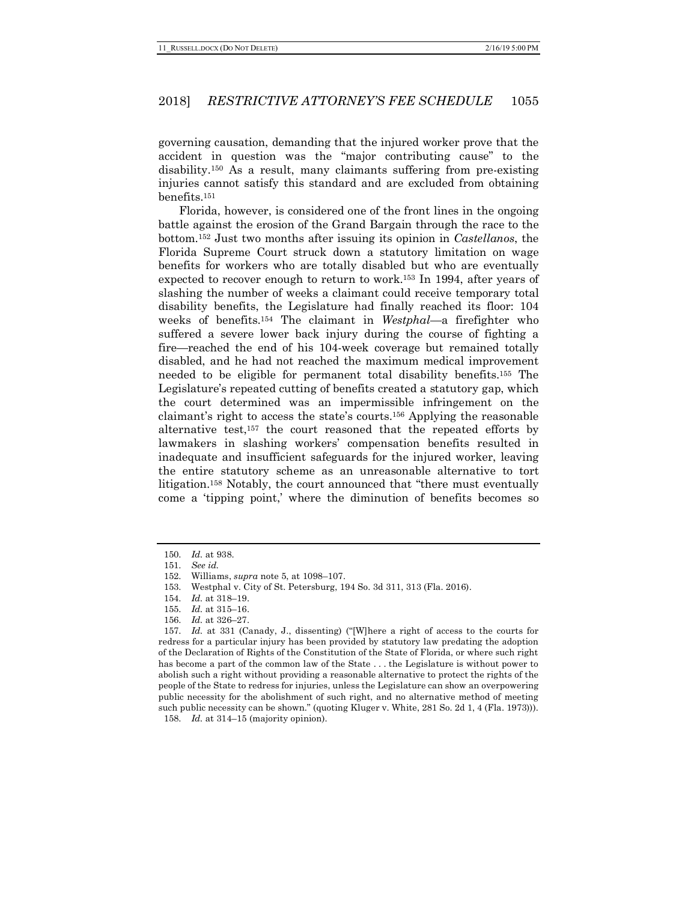governing causation, demanding that the injured worker prove that the accident in question was the "major contributing cause" to the disability.[150] As a result, many claimants suffering from pre-existing injuries cannot satisfy this standard and are excluded from obtaining benefits.[151]

Florida, however, is considered one of the front lines in the ongoing battle against the erosion of the Grand Bargain through the race to the bottom.[152] Just two months after issuing its opinion in *Castellanos*, the Florida Supreme Court struck down a statutory limitation on wage benefits for workers who are totally disabled but who are eventually expected to recover enough to return to work.[153] In 1994, after years of slashing the number of weeks a claimant could receive temporary total disability benefits, the Legislature had finally reached its floor: 104 weeks of benefits.[154] The claimant in *Westphal*—a firefighter who suffered a severe lower back injury during the course of fighting a fire—reached the end of his 104-week coverage but remained totally disabled, and he had not reached the maximum medical improvement needed to be eligible for permanent total disability benefits.[155] The Legislature's repeated cutting of benefits created a statutory gap, which the court determined was an impermissible infringement on the claimant's right to access the state's courts.[156] Applying the reasonable alternative test,[157] the court reasoned that the repeated efforts by lawmakers in slashing workers' compensation benefits resulted in inadequate and insufficient safeguards for the injured worker, leaving the entire statutory scheme as an unreasonable alternative to tort litigation.[158] Notably, the court announced that "there must eventually come a 'tipping point,' where the diminution of benefits becomes so

---

150. *Id.* at 938.

151. *See id.*

152. Williams, *supra* note 5, at 1098–107.

153. Westphal v. City of St. Petersburg, 194 So. 3d 311, 313 (Fla. 2016).

154. *Id.* at 318–19.

155. *Id.* at 315–16.

156. *Id.* at 326–27.

157. *Id.* at 331 (Canady, J., dissenting) ("[W]here a right of access to the courts for redress for a particular injury has been provided by statutory law predating the adoption of the Declaration of Rights of the Constitution of the State of Florida, or where such right has become a part of the common law of the State . . . the Legislature is without power to abolish such a right without providing a reasonable alternative to protect the rights of the people of the State to redress for injuries, unless the Legislature can show an overpowering public necessity for the abolishment of such right, and no alternative method of meeting such public necessity can be shown." (quoting Kluger v. White, 281 So. 2d 1, 4 (Fla. 1973))).

158. *Id.* at 314–15 (majority opinion).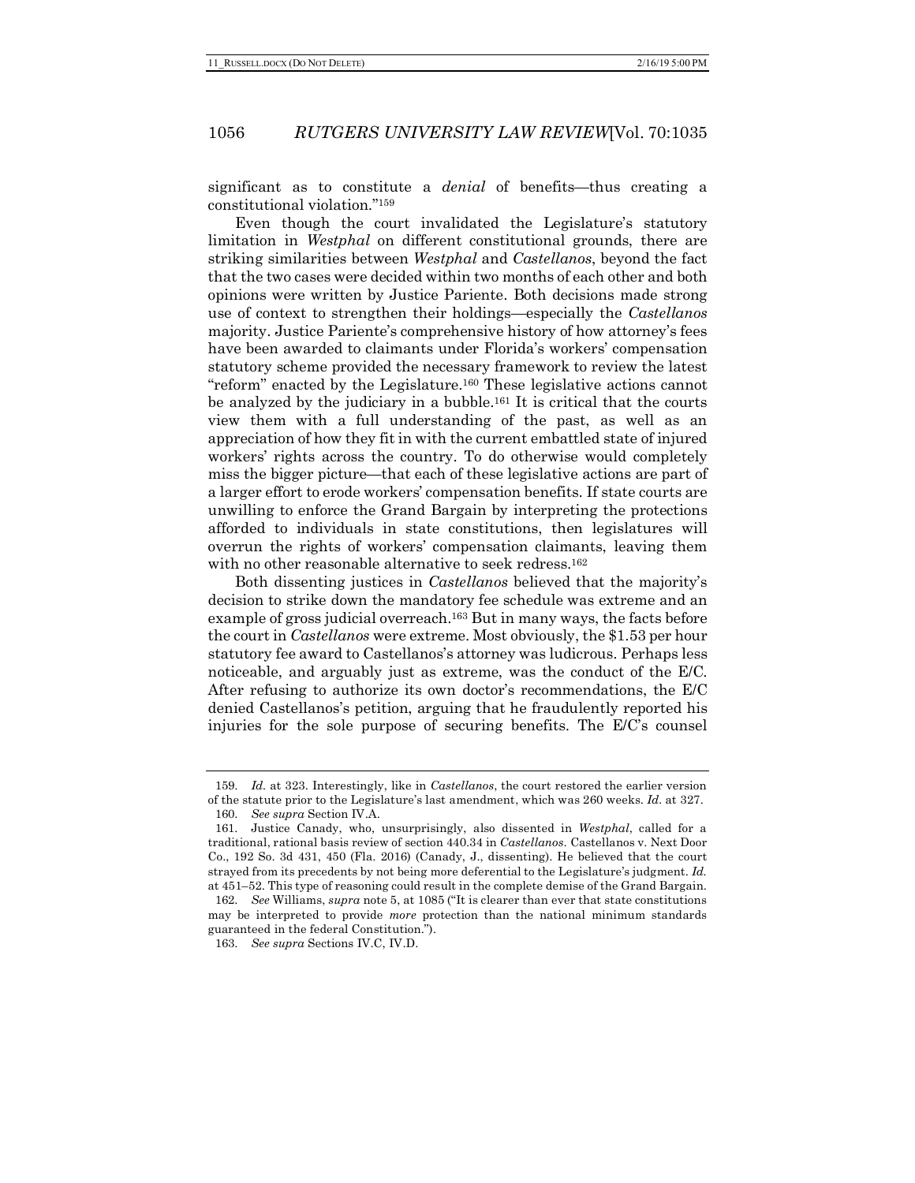significant as to constitute a *denial* of benefits—thus creating a constitutional violation."[159]

Even though the court invalidated the Legislature's statutory limitation in *Westphal* on different constitutional grounds, there are striking similarities between *Westphal* and *Castellanos*, beyond the fact that the two cases were decided within two months of each other and both opinions were written by Justice Pariente. Both decisions made strong use of context to strengthen their holdings—especially the *Castellanos* majority. Justice Pariente's comprehensive history of how attorney's fees have been awarded to claimants under Florida's workers' compensation statutory scheme provided the necessary framework to review the latest "reform" enacted by the Legislature.[160] These legislative actions cannot be analyzed by the judiciary in a bubble.[161] It is critical that the courts view them with a full understanding of the past, as well as an appreciation of how they fit in with the current embattled state of injured workers' rights across the country. To do otherwise would completely miss the bigger picture—that each of these legislative actions are part of a larger effort to erode workers' compensation benefits. If state courts are unwilling to enforce the Grand Bargain by interpreting the protections afforded to individuals in state constitutions, then legislatures will overrun the rights of workers' compensation claimants, leaving them with no other reasonable alternative to seek redress.[162]

Both dissenting justices in *Castellanos* believed that the majority's decision to strike down the mandatory fee schedule was extreme and an example of gross judicial overreach.[163] But in many ways, the facts before the court in *Castellanos* were extreme. Most obviously, the $1.53 per hour statutory fee award to Castellanos's attorney was ludicrous. Perhaps less noticeable, and arguably just as extreme, was the conduct of the E/C. After refusing to authorize its own doctor's recommendations, the E/C denied Castellanos's petition, arguing that he fraudulently reported his injuries for the sole purpose of securing benefits. The E/C's counsel

---

159. *Id.* at 323. Interestingly, like in *Castellanos*, the court restored the earlier version of the statute prior to the Legislature's last amendment, which was 260 weeks. *Id.* at 327.

160. *See supra* Section IV.A.

161. Justice Canady, who, unsurprisingly, also dissented in *Westphal*, called for a traditional, rational basis review of section 440.34 in *Castellanos*. Castellanos v. Next Door Co., 192 So. 3d 431, 450 (Fla. 2016) (Canady, J., dissenting). He believed that the court strayed from its precedents by not being more deferential to the Legislature's judgment. *Id.* at 451–52. This type of reasoning could result in the complete demise of the Grand Bargain.

162. *See* Williams, *supra* note 5, at 1085 ("It is clearer than ever that state constitutions may be interpreted to provide *more* protection than the national minimum standards guaranteed in the federal Constitution.").

163. *See supra* Sections IV.C, IV.D.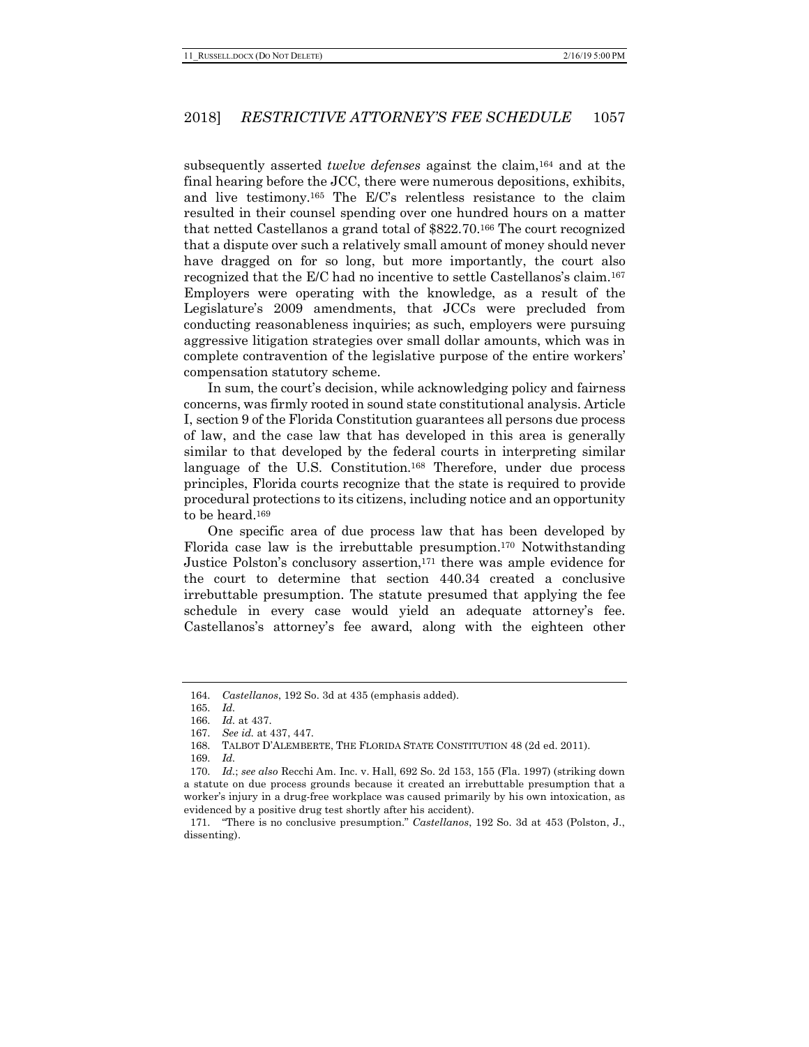subsequently asserted *twelve defenses* against the claim,[164] and at the final hearing before the JCC, there were numerous depositions, exhibits, and live testimony.[165] The E/C's relentless resistance to the claim resulted in their counsel spending over one hundred hours on a matter that netted Castellanos a grand total of $822.70.[166] The court recognized that a dispute over such a relatively small amount of money should never have dragged on for so long, but more importantly, the court also recognized that the E/C had no incentive to settle Castellanos's claim.[167] Employers were operating with the knowledge, as a result of the Legislature's 2009 amendments, that JCCs were precluded from conducting reasonableness inquiries; as such, employers were pursuing aggressive litigation strategies over small dollar amounts, which was in complete contravention of the legislative purpose of the entire workers' compensation statutory scheme.

In sum, the court's decision, while acknowledging policy and fairness concerns, was firmly rooted in sound state constitutional analysis. Article I, section 9 of the Florida Constitution guarantees all persons due process of law, and the case law that has developed in this area is generally similar to that developed by the federal courts in interpreting similar language of the U.S. Constitution.[168] Therefore, under due process principles, Florida courts recognize that the state is required to provide procedural protections to its citizens, including notice and an opportunity to be heard.[169]

One specific area of due process law that has been developed by Florida case law is the irrebuttable presumption.[170] Notwithstanding Justice Polston's conclusory assertion,[171] there was ample evidence for the court to determine that section 440.34 created a conclusive irrebuttable presumption. The statute presumed that applying the fee schedule in every case would yield an adequate attorney's fee. Castellanos's attorney's fee award, along with the eighteen other

---

164. *Castellanos*, 192 So. 3d at 435 (emphasis added).

165. *Id.*

166. *Id.* at 437.

167. *See id.* at 437, 447.

168. TALBOT D'ALEMBERTE, THE FLORIDA STATE CONSTITUTION 48 (2d ed. 2011).

169. *Id.*

170. *Id.*; *see also* Recchi Am. Inc. v. Hall, 692 So. 2d 153, 155 (Fla. 1997) (striking down a statute on due process grounds because it created an irrebuttable presumption that a worker's injury in a drug-free workplace was caused primarily by his own intoxication, as evidenced by a positive drug test shortly after his accident).

171. "There is no conclusive presumption." *Castellanos*, 192 So. 3d at 453 (Polston, J., dissenting).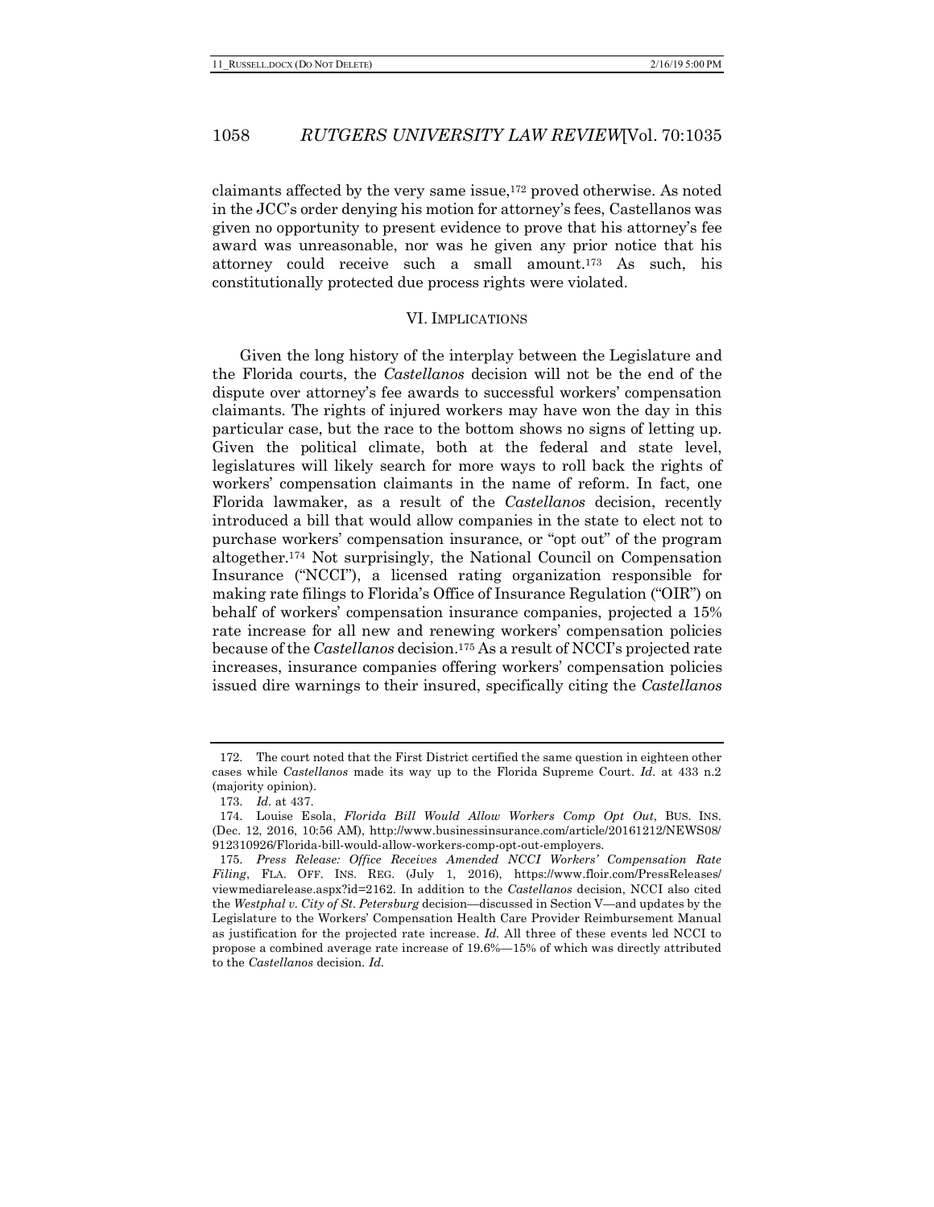claimants affected by the very same issue,[172] proved otherwise. As noted in the JCC's order denying his motion for attorney's fees, Castellanos was given no opportunity to present evidence to prove that his attorney's fee award was unreasonable, nor was he given any prior notice that his attorney could receive such a small amount.[173] As such, his constitutionally protected due process rights were violated.

## VI. IMPLICATIONS

Given the long history of the interplay between the Legislature and the Florida courts, the *Castellanos* decision will not be the end of the dispute over attorney's fee awards to successful workers' compensation claimants. The rights of injured workers may have won the day in this particular case, but the race to the bottom shows no signs of letting up. Given the political climate, both at the federal and state level, legislatures will likely search for more ways to roll back the rights of workers' compensation claimants in the name of reform. In fact, one Florida lawmaker, as a result of the *Castellanos* decision, recently introduced a bill that would allow companies in the state to elect not to purchase workers' compensation insurance, or "opt out" of the program altogether.[174] Not surprisingly, the National Council on Compensation Insurance ("NCCI"), a licensed rating organization responsible for making rate filings to Florida's Office of Insurance Regulation ("OIR") on behalf of workers' compensation insurance companies, projected a 15% rate increase for all new and renewing workers' compensation policies because of the *Castellanos* decision.[175] As a result of NCCI's projected rate increases, insurance companies offering workers' compensation policies issued dire warnings to their insured, specifically citing the *Castellanos*

---

172. The court noted that the First District certified the same question in eighteen other cases while *Castellanos* made its way up to the Florida Supreme Court. *Id.* at 433 n.2 (majority opinion).

173. *Id.* at 437.

174. Louise Esola, *Florida Bill Would Allow Workers Comp Opt Out*, BUS. INS. (Dec. 12, 2016, 10:56 AM), http://www.businessinsurance.com/article/20161212/NEWS08/912310926/Florida-bill-would-allow-workers-comp-opt-out-employers.

175. *Press Release: Office Receives Amended NCCI Workers' Compensation Rate Filing*, FLA. OFF. INS. REG. (July 1, 2016), https://www.floir.com/PressReleases/viewmediarelease.aspx?id=2162. In addition to the *Castellanos* decision, NCCI also cited the *Westphal v. City of St. Petersburg* decision—discussed in Section V—and updates by the Legislature to the Workers' Compensation Health Care Provider Reimbursement Manual as justification for the projected rate increase. *Id.* All three of these events led NCCI to propose a combined average rate increase of 19.6%—15% of which was directly attributed to the *Castellanos* decision. *Id.*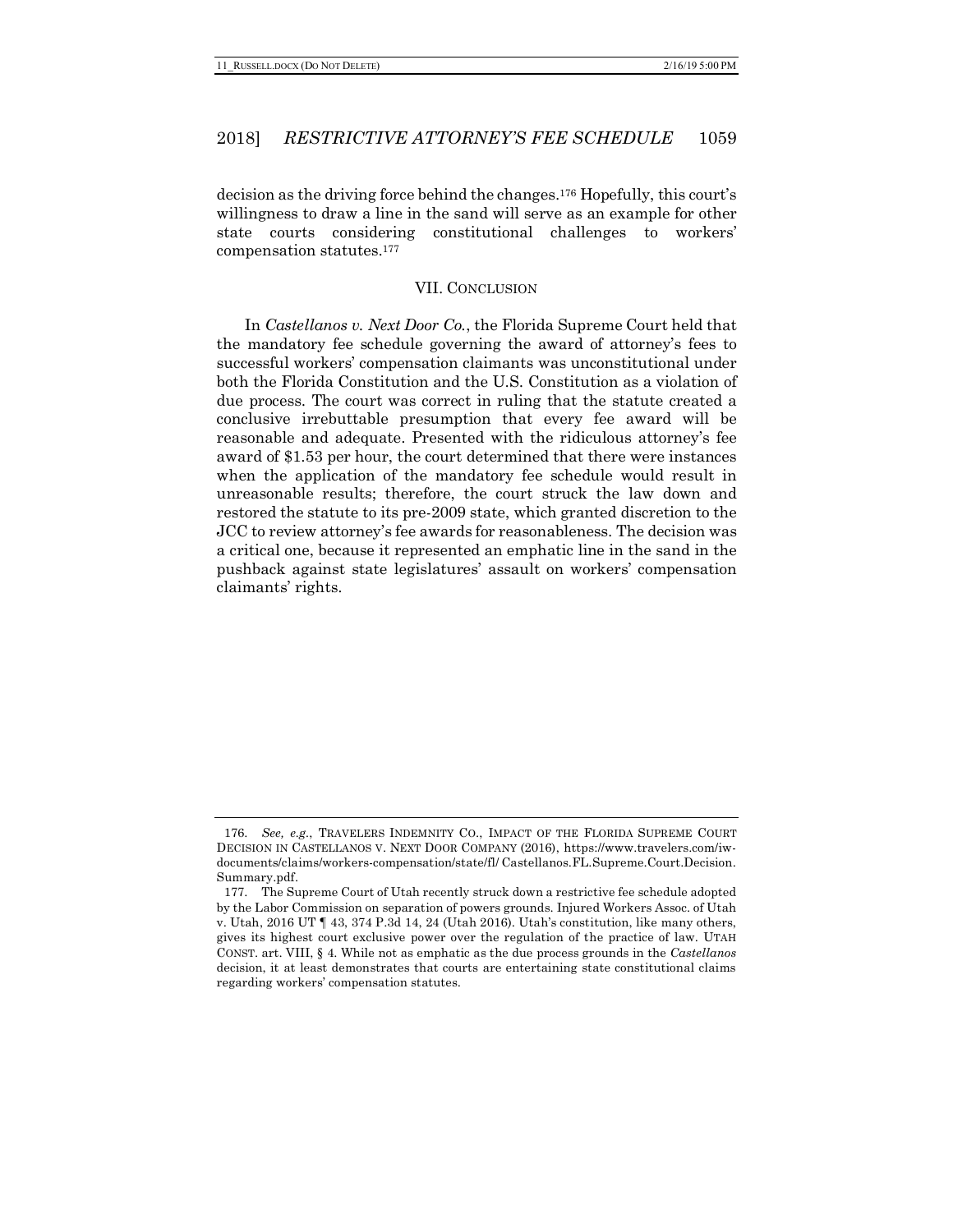decision as the driving force behind the changes.[176] Hopefully, this court's willingness to draw a line in the sand will serve as an example for other state courts considering constitutional challenges to workers' compensation statutes.[177]

## VII. CONCLUSION

In *Castellanos v. Next Door Co.*, the Florida Supreme Court held that the mandatory fee schedule governing the award of attorney's fees to successful workers' compensation claimants was unconstitutional under both the Florida Constitution and the U.S. Constitution as a violation of due process. The court was correct in ruling that the statute created a conclusive irrebuttable presumption that every fee award will be reasonable and adequate. Presented with the ridiculous attorney's fee award of $1.53 per hour, the court determined that there were instances when the application of the mandatory fee schedule would result in unreasonable results; therefore, the court struck the law down and restored the statute to its pre-2009 state, which granted discretion to the JCC to review attorney's fee awards for reasonableness. The decision was a critical one, because it represented an emphatic line in the sand in the pushback against state legislatures' assault on workers' compensation claimants' rights.

---

176. *See, e.g.*, TRAVELERS INDEMNITY CO., IMPACT OF THE FLORIDA SUPREME COURT DECISION IN CASTELLANOS V. NEXT DOOR COMPANY (2016), https://www.travelers.com/iw-documents/claims/workers-compensation/state/fl/ Castellanos.FL.Supreme.Court.Decision. Summary.pdf.

177. The Supreme Court of Utah recently struck down a restrictive fee schedule adopted by the Labor Commission on separation of powers grounds. Injured Workers Assoc. of Utah v. Utah, 2016 UT ¶ 43, 374 P.3d 14, 24 (Utah 2016). Utah's constitution, like many others, gives its highest court exclusive power over the regulation of the practice of law. UTAH CONST. art. VIII, § 4. While not as emphatic as the due process grounds in the *Castellanos* decision, it at least demonstrates that courts are entertaining state constitutional claims regarding workers' compensation statutes.